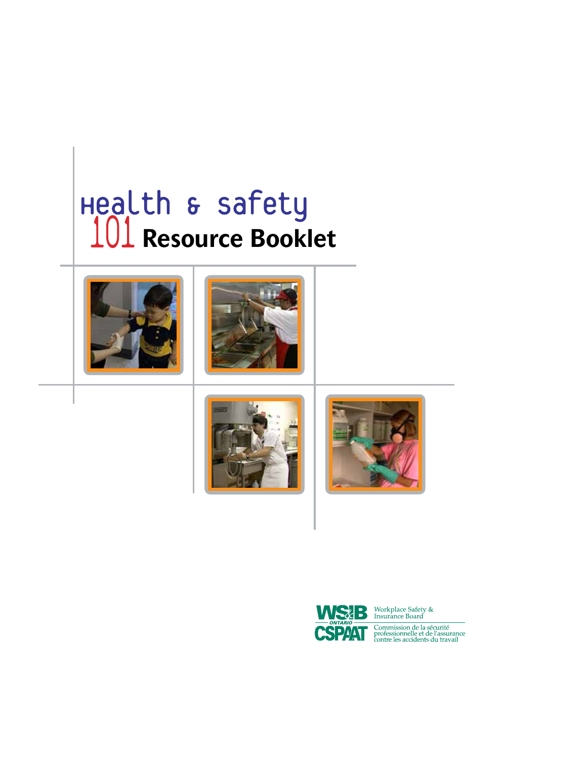# Health & safety 101 Resource Booklet

Workplace Safety & Insurance Board

Commission de la sécurité professionnelle et de l'assurance contre les accidents du travail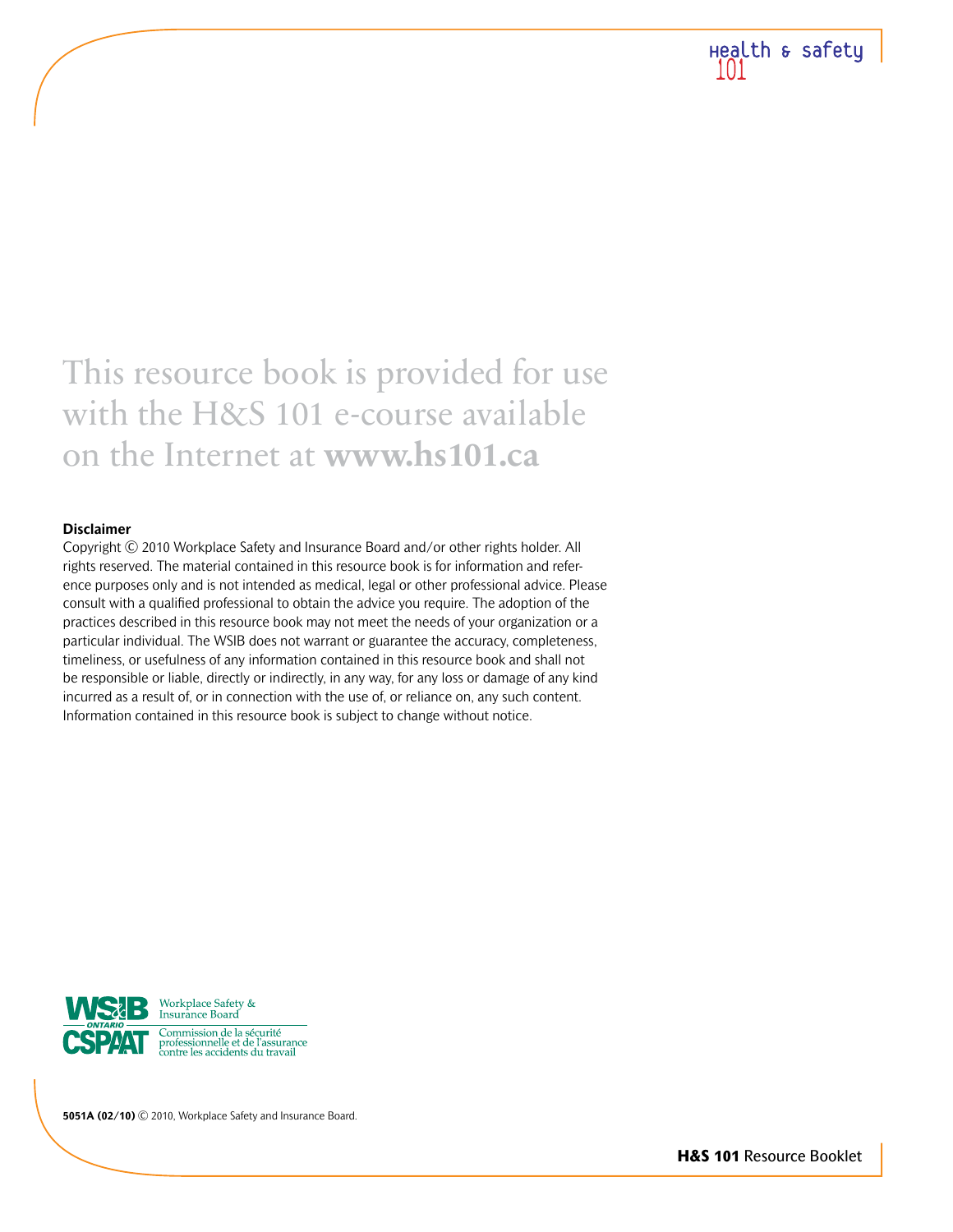This resource book is provided for use with the H&S 101 e-course available on the Internet at **www.hs101.ca**

**Disclaimer**

Copyright © 2010 Workplace Safety and Insurance Board and/or other rights holder. All rights reserved. The material contained in this resource book is for information and reference purposes only and is not intended as medical, legal or other professional advice. Please consult with a qualified professional to obtain the advice you require. The adoption of the practices described in this resource book may not meet the needs of your organization or a particular individual. The WSIB does not warrant or guarantee the accuracy, completeness, timeliness, or usefulness of any information contained in this resource book and shall not be responsible or liable, directly or indirectly, in any way, for any loss or damage of any kind incurred as a result of, or in connection with the use of, or reliance on, any such content. Information contained in this resource book is subject to change without notice.

WSIB ONTARIO CSPAAT
Workplace Safety & Insurance Board
Commission de la sécurité professionnelle et de l'assurance contre les accidents du travail

**5051A (02/10)** © 2010, Workplace Safety and Insurance Board.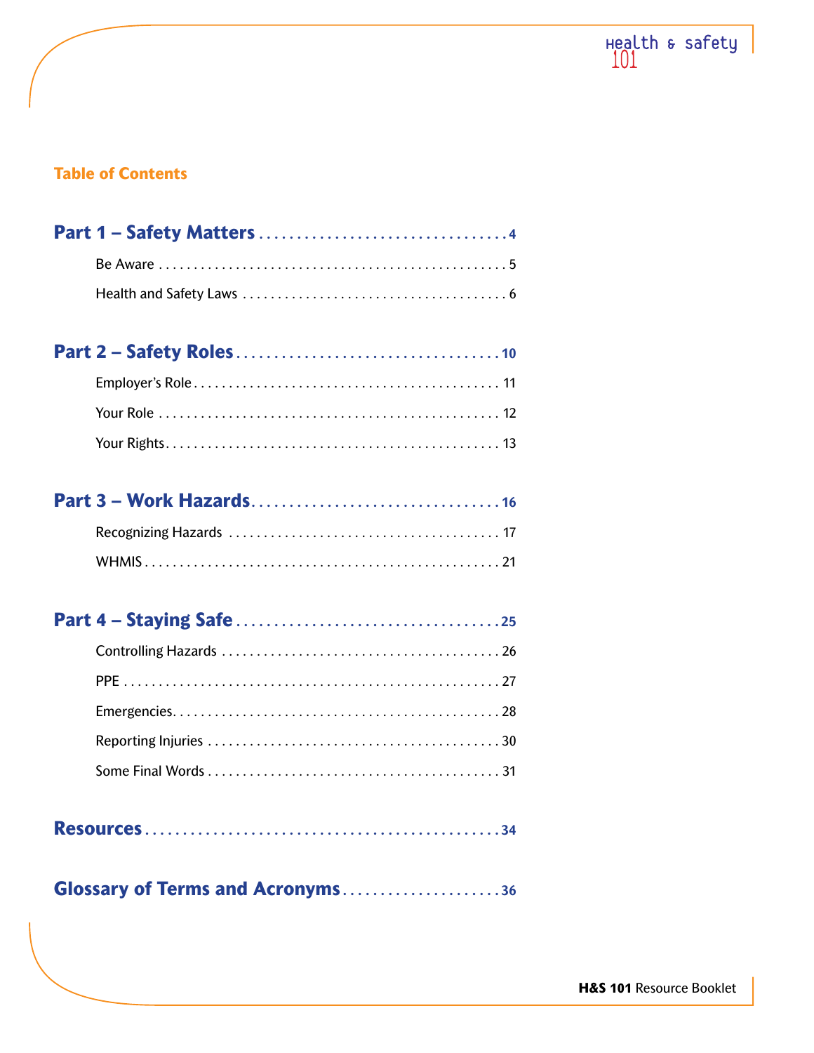## Table of Contents

**Part 1 – Safety Matters** . . . . . . . . . . 4

- Be Aware . . . . . . . . . . 5
- Health and Safety Laws . . . . . . . . . . 6

**Part 2 – Safety Roles** . . . . . . . . . . 10

- Employer's Role . . . . . . . . . . 11
- Your Role . . . . . . . . . . 12
- Your Rights . . . . . . . . . . 13

**Part 3 – Work Hazards** . . . . . . . . . . 16

- Recognizing Hazards . . . . . . . . . . 17
- WHMIS . . . . . . . . . . 21

**Part 4 – Staying Safe** . . . . . . . . . . 25

- Controlling Hazards . . . . . . . . . . 26
- PPE . . . . . . . . . . 27
- Emergencies . . . . . . . . . . 28
- Reporting Injuries . . . . . . . . . . 30
- Some Final Words . . . . . . . . . . 31

**Resources** . . . . . . . . . . 34

**Glossary of Terms and Acronyms** . . . . . . . . . . 36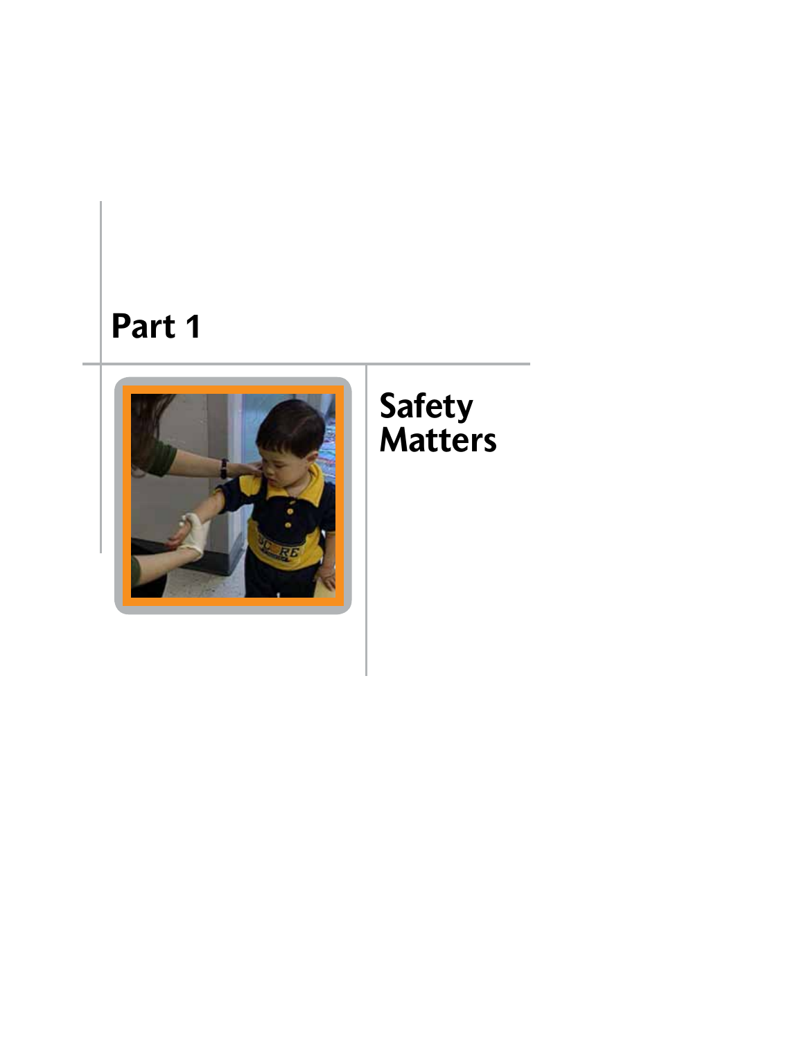# Part 1

## Safety Matters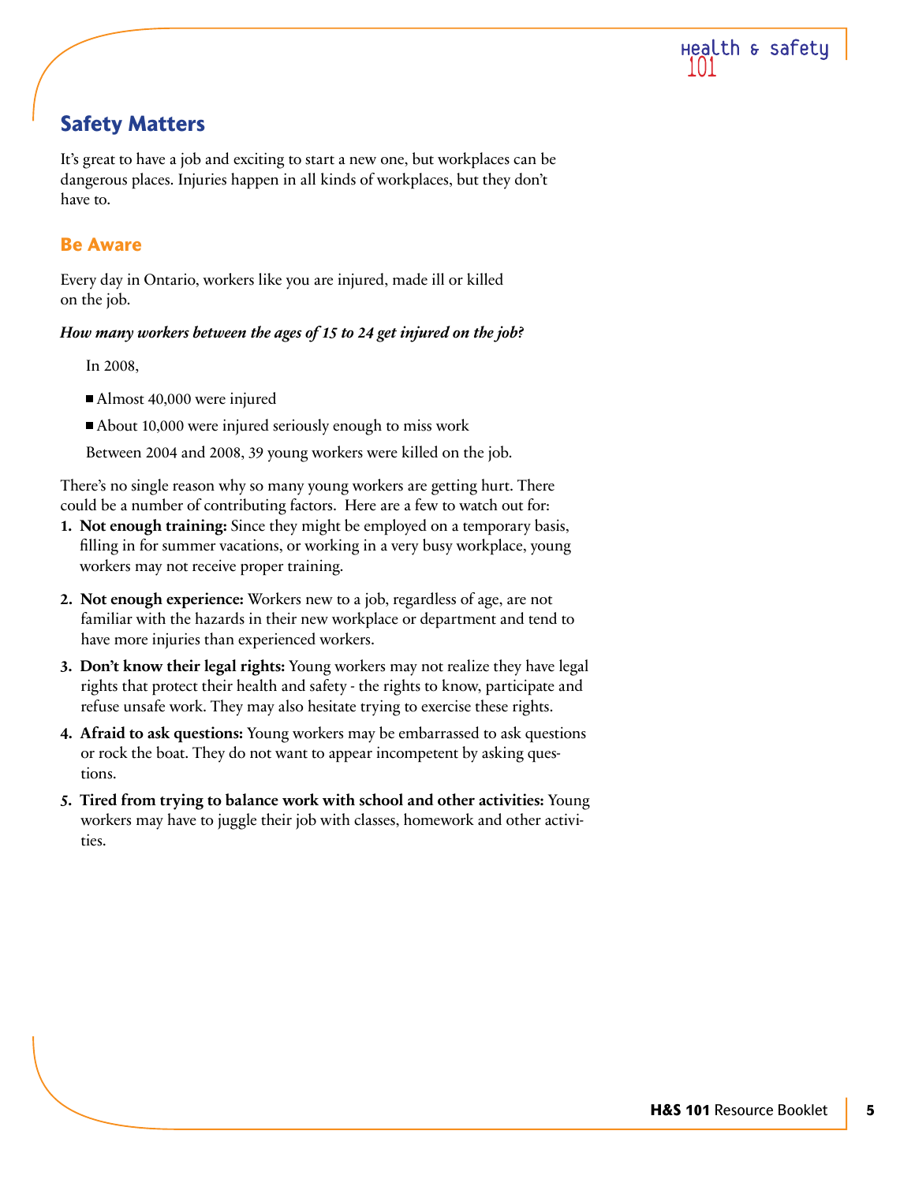## Safety Matters

It's great to have a job and exciting to start a new one, but workplaces can be dangerous places. Injuries happen in all kinds of workplaces, but they don't have to.

### Be Aware

Every day in Ontario, workers like you are injured, made ill or killed on the job.

***How many workers between the ages of 15 to 24 get injured on the job?***

In 2008,

- Almost 40,000 were injured
- About 10,000 were injured seriously enough to miss work

Between 2004 and 2008, 39 young workers were killed on the job.

There's no single reason why so many young workers are getting hurt. There could be a number of contributing factors. Here are a few to watch out for:

1. **Not enough training:** Since they might be employed on a temporary basis, filling in for summer vacations, or working in a very busy workplace, young workers may not receive proper training.
2. **Not enough experience:** Workers new to a job, regardless of age, are not familiar with the hazards in their new workplace or department and tend to have more injuries than experienced workers.
3. **Don't know their legal rights:** Young workers may not realize they have legal rights that protect their health and safety - the rights to know, participate and refuse unsafe work. They may also hesitate trying to exercise these rights.
4. **Afraid to ask questions:** Young workers may be embarrassed to ask questions or rock the boat. They do not want to appear incompetent by asking questions.
5. **Tired from trying to balance work with school and other activities:** Young workers may have to juggle their job with classes, homework and other activities.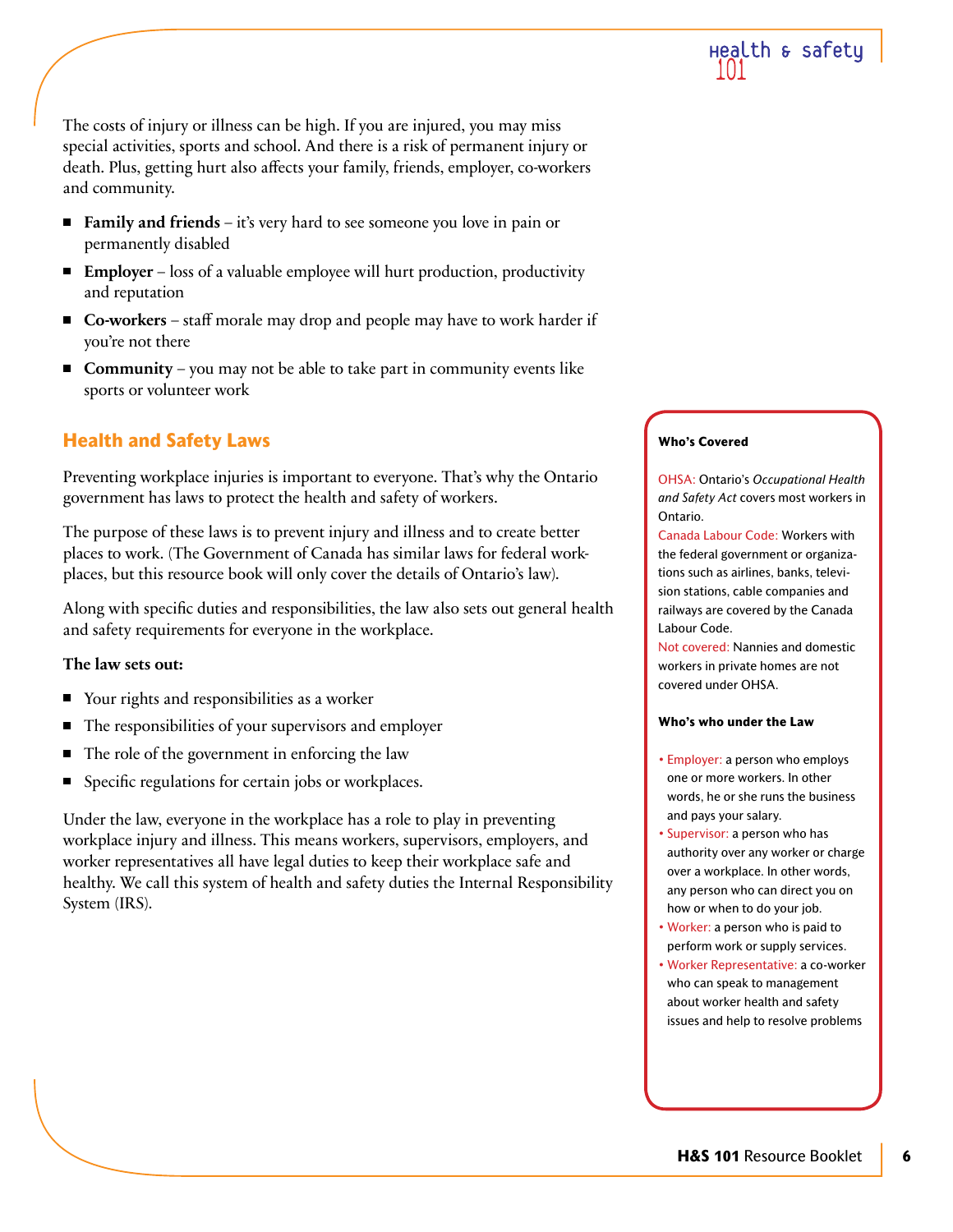The costs of injury or illness can be high. If you are injured, you may miss special activities, sports and school. And there is a risk of permanent injury or death. Plus, getting hurt also affects your family, friends, employer, co-workers and community.

- **Family and friends** – it's very hard to see someone you love in pain or permanently disabled
- **Employer** – loss of a valuable employee will hurt production, productivity and reputation
- **Co-workers** – staff morale may drop and people may have to work harder if you're not there
- **Community** – you may not be able to take part in community events like sports or volunteer work

## Health and Safety Laws

Preventing workplace injuries is important to everyone. That's why the Ontario government has laws to protect the health and safety of workers.

The purpose of these laws is to prevent injury and illness and to create better places to work. (The Government of Canada has similar laws for federal workplaces, but this resource book will only cover the details of Ontario's law).

Along with specific duties and responsibilities, the law also sets out general health and safety requirements for everyone in the workplace.

**The law sets out:**

- Your rights and responsibilities as a worker
- The responsibilities of your supervisors and employer
- The role of the government in enforcing the law
- Specific regulations for certain jobs or workplaces.

Under the law, everyone in the workplace has a role to play in preventing workplace injury and illness. This means workers, supervisors, employers, and worker representatives all have legal duties to keep their workplace safe and healthy. We call this system of health and safety duties the Internal Responsibility System (IRS).

**Who's Covered**

OHSA: Ontario's *Occupational Health and Safety Act* covers most workers in Ontario.

Canada Labour Code: Workers with the federal government or organizations such as airlines, banks, television stations, cable companies and railways are covered by the Canada Labour Code.

Not covered: Nannies and domestic workers in private homes are not covered under OHSA.

**Who's who under the Law**

- Employer: a person who employs one or more workers. In other words, he or she runs the business and pays your salary.
- Supervisor: a person who has authority over any worker or charge over a workplace. In other words, any person who can direct you on how or when to do your job.
- Worker: a person who is paid to perform work or supply services.
- Worker Representative: a co-worker who can speak to management about worker health and safety issues and help to resolve problems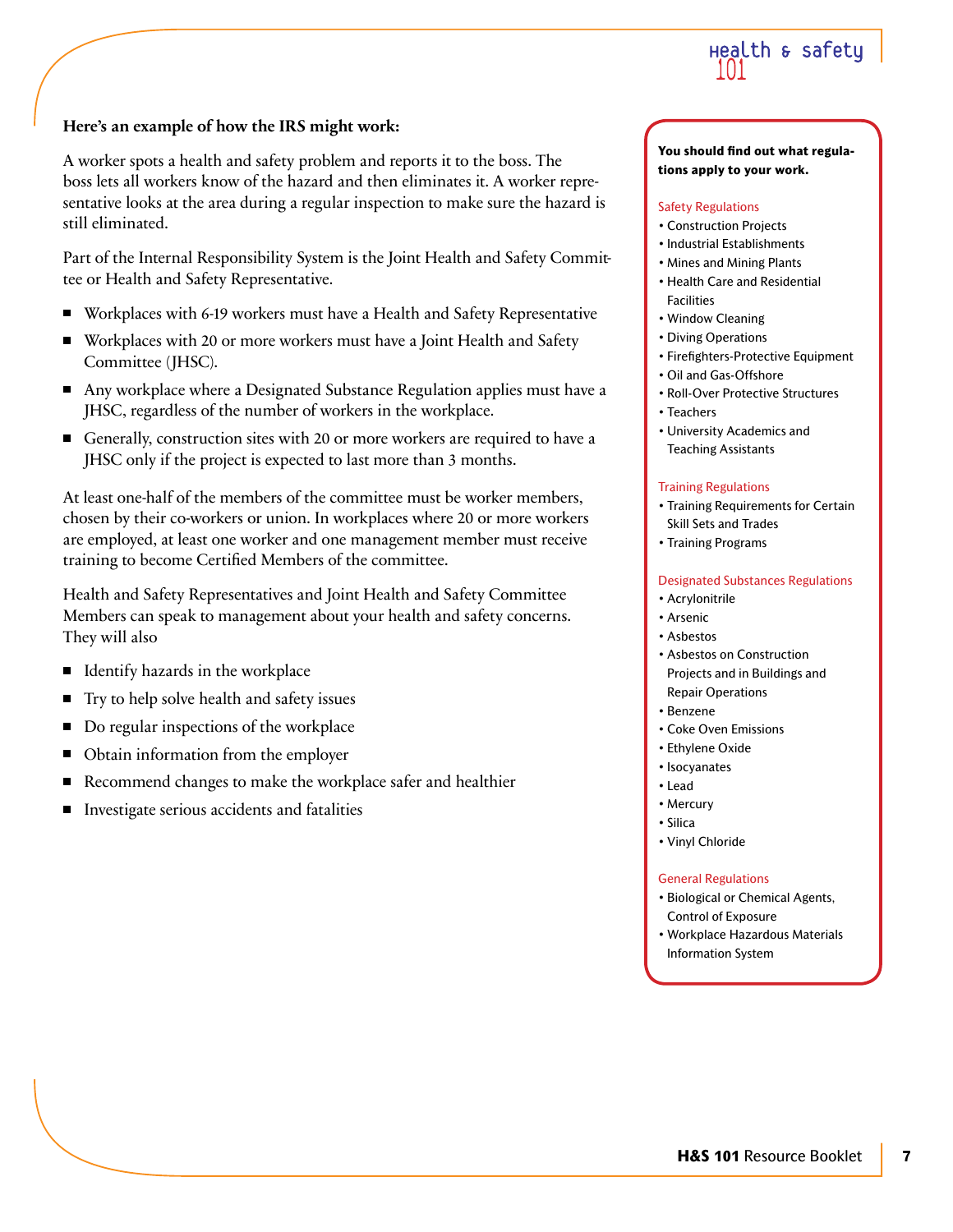**Here's an example of how the IRS might work:**

A worker spots a health and safety problem and reports it to the boss. The boss lets all workers know of the hazard and then eliminates it. A worker representative looks at the area during a regular inspection to make sure the hazard is still eliminated.

Part of the Internal Responsibility System is the Joint Health and Safety Committee or Health and Safety Representative.

- Workplaces with 6-19 workers must have a Health and Safety Representative
- Workplaces with 20 or more workers must have a Joint Health and Safety Committee (JHSC).
- Any workplace where a Designated Substance Regulation applies must have a JHSC, regardless of the number of workers in the workplace.
- Generally, construction sites with 20 or more workers are required to have a JHSC only if the project is expected to last more than 3 months.

At least one-half of the members of the committee must be worker members, chosen by their co-workers or union. In workplaces where 20 or more workers are employed, at least one worker and one management member must receive training to become Certified Members of the committee.

Health and Safety Representatives and Joint Health and Safety Committee Members can speak to management about your health and safety concerns. They will also

- Identify hazards in the workplace
- Try to help solve health and safety issues
- Do regular inspections of the workplace
- Obtain information from the employer
- Recommend changes to make the workplace safer and healthier
- Investigate serious accidents and fatalities

**You should find out what regulations apply to your work.**

Safety Regulations

- Construction Projects
- Industrial Establishments
- Mines and Mining Plants
- Health Care and Residential Facilities
- Window Cleaning
- Diving Operations
- Firefighters-Protective Equipment
- Oil and Gas-Offshore
- Roll-Over Protective Structures
- Teachers
- University Academics and Teaching Assistants

Training Regulations

- Training Requirements for Certain Skill Sets and Trades
- Training Programs

Designated Substances Regulations

- Acrylonitrile
- Arsenic
- Asbestos
- Asbestos on Construction Projects and in Buildings and Repair Operations
- Benzene
- Coke Oven Emissions
- Ethylene Oxide
- Isocyanates
- Lead
- Mercury
- Silica
- Vinyl Chloride

General Regulations

- Biological or Chemical Agents, Control of Exposure
- Workplace Hazardous Materials Information System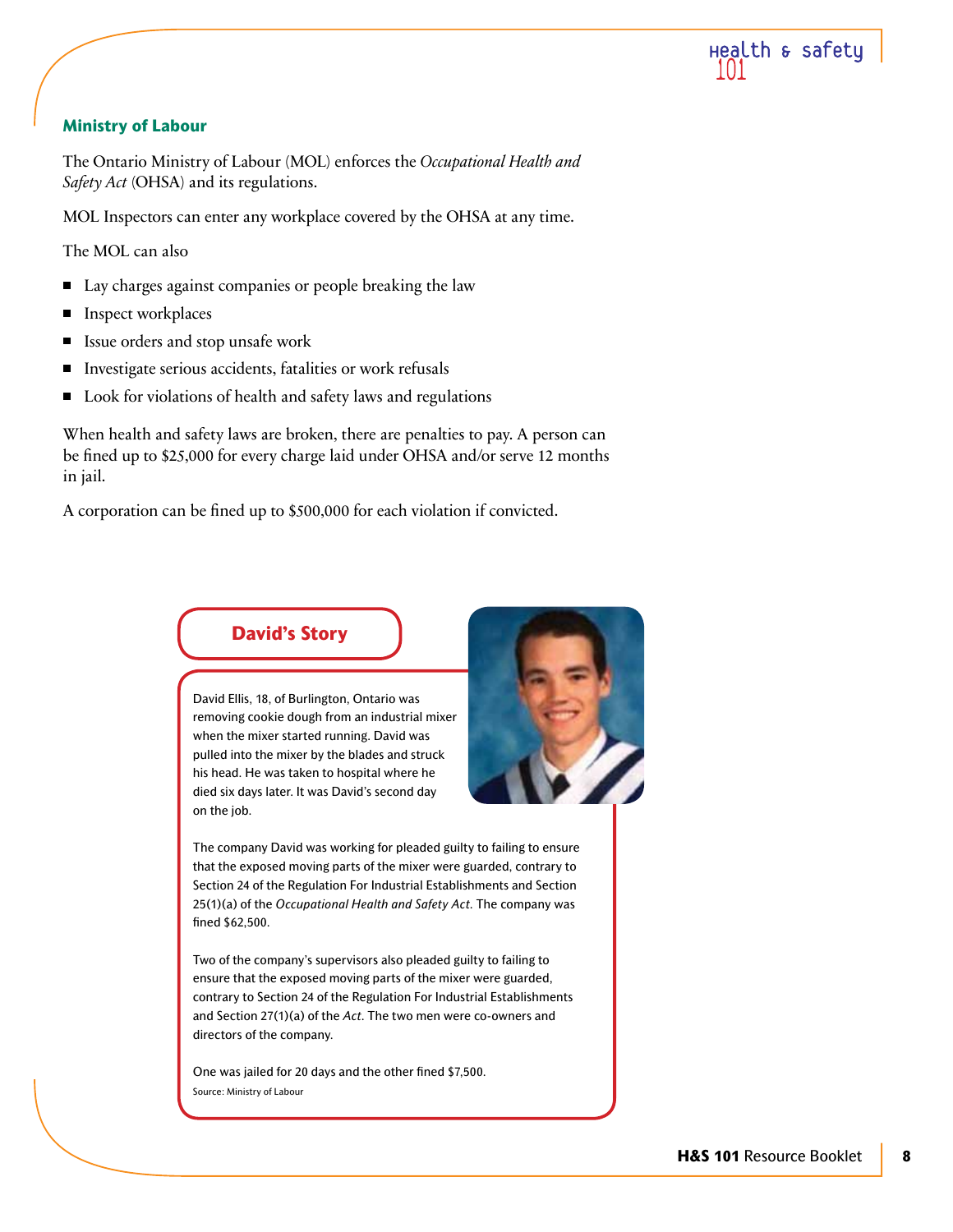## Ministry of Labour

The Ontario Ministry of Labour (MOL) enforces the *Occupational Health and Safety Act* (OHSA) and its regulations.

MOL Inspectors can enter any workplace covered by the OHSA at any time.

The MOL can also

- Lay charges against companies or people breaking the law
- Inspect workplaces
- Issue orders and stop unsafe work
- Investigate serious accidents, fatalities or work refusals
- Look for violations of health and safety laws and regulations

When health and safety laws are broken, there are penalties to pay. A person can be fined up to $25,000 for every charge laid under OHSA and/or serve 12 months in jail.

A corporation can be fined up to $500,000 for each violation if convicted.

### David's Story

David Ellis, 18, of Burlington, Ontario was removing cookie dough from an industrial mixer when the mixer started running. David was pulled into the mixer by the blades and struck his head. He was taken to hospital where he died six days later. It was David's second day on the job.

The company David was working for pleaded guilty to failing to ensure that the exposed moving parts of the mixer were guarded, contrary to Section 24 of the Regulation For Industrial Establishments and Section 25(1)(a) of the *Occupational Health and Safety Act*. The company was fined $62,500.

Two of the company's supervisors also pleaded guilty to failing to ensure that the exposed moving parts of the mixer were guarded, contrary to Section 24 of the Regulation For Industrial Establishments and Section 27(1)(a) of the *Act*. The two men were co-owners and directors of the company.

One was jailed for 20 days and the other fined $7,500.

Source: Ministry of Labour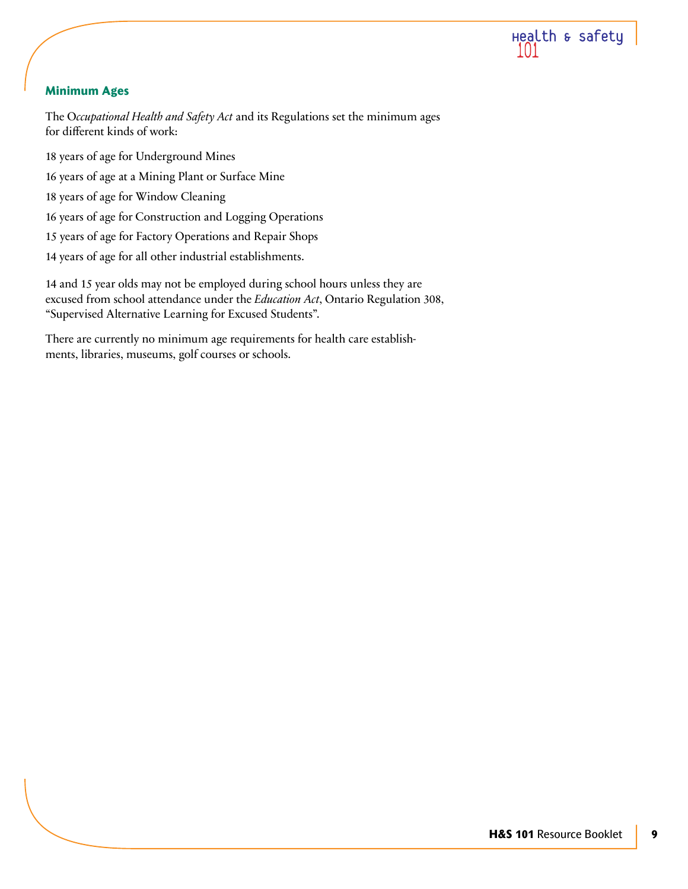## Minimum Ages

The *Occupational Health and Safety Act* and its Regulations set the minimum ages for different kinds of work:

18 years of age for Underground Mines

16 years of age at a Mining Plant or Surface Mine

18 years of age for Window Cleaning

16 years of age for Construction and Logging Operations

15 years of age for Factory Operations and Repair Shops

14 years of age for all other industrial establishments.

14 and 15 year olds may not be employed during school hours unless they are excused from school attendance under the *Education Act*, Ontario Regulation 308, "Supervised Alternative Learning for Excused Students".

There are currently no minimum age requirements for health care establishments, libraries, museums, golf courses or schools.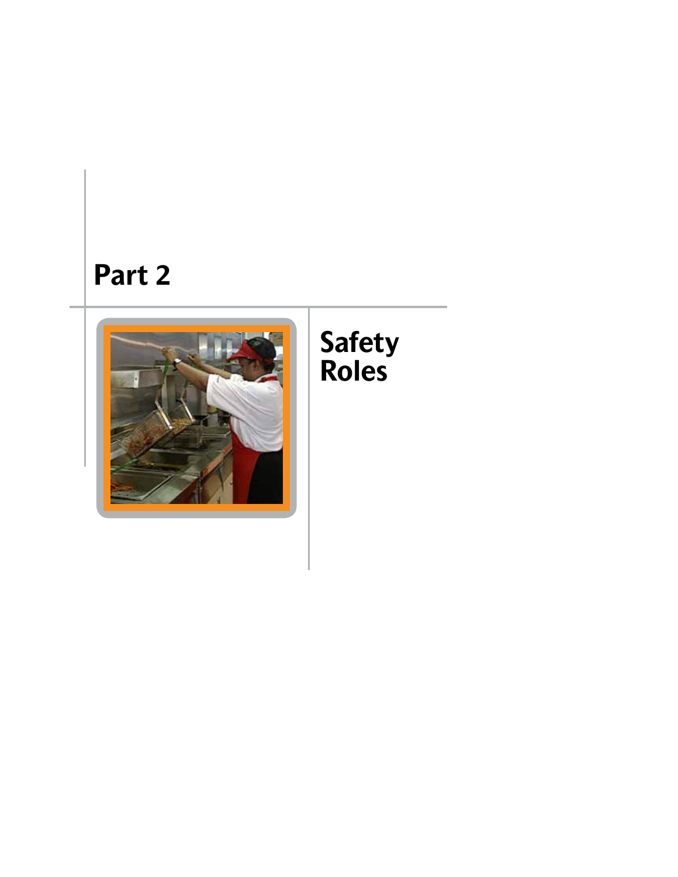# Part 2

## Safety Roles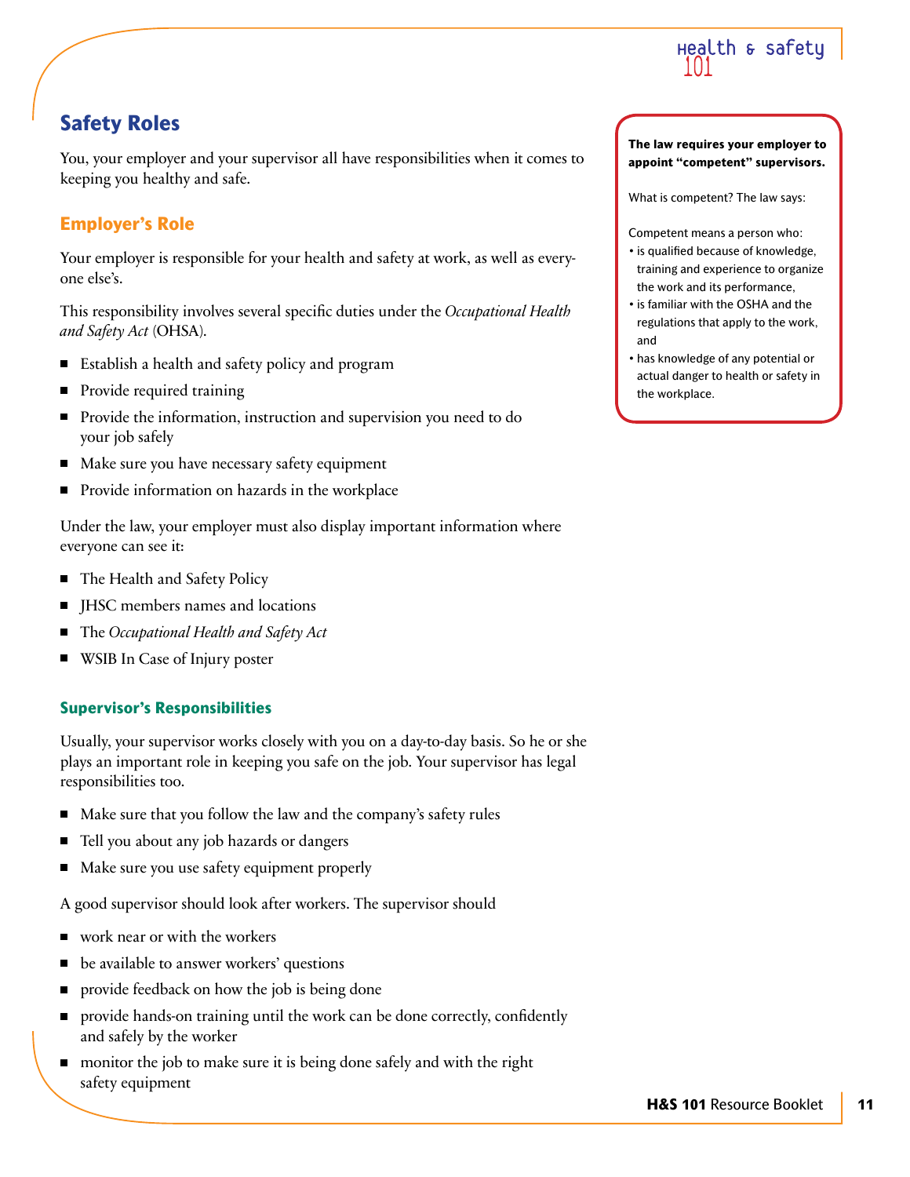## Safety Roles

You, your employer and your supervisor all have responsibilities when it comes to keeping you healthy and safe.

### Employer's Role

Your employer is responsible for your health and safety at work, as well as everyone else's.

This responsibility involves several specific duties under the *Occupational Health and Safety Act* (OHSA).

- Establish a health and safety policy and program
- Provide required training
- Provide the information, instruction and supervision you need to do your job safely
- Make sure you have necessary safety equipment
- Provide information on hazards in the workplace

Under the law, your employer must also display important information where everyone can see it:

- The Health and Safety Policy
- JHSC members names and locations
- The *Occupational Health and Safety Act*
- WSIB In Case of Injury poster

#### Supervisor's Responsibilities

Usually, your supervisor works closely with you on a day-to-day basis. So he or she plays an important role in keeping you safe on the job. Your supervisor has legal responsibilities too.

- Make sure that you follow the law and the company's safety rules
- Tell you about any job hazards or dangers
- Make sure you use safety equipment properly

A good supervisor should look after workers. The supervisor should

- work near or with the workers
- be available to answer workers' questions
- provide feedback on how the job is being done
- provide hands-on training until the work can be done correctly, confidently and safely by the worker
- monitor the job to make sure it is being done safely and with the right safety equipment

**The law requires your employer to appoint "competent" supervisors.**

What is competent? The law says:

Competent means a person who:

- is qualified because of knowledge, training and experience to organize the work and its performance,
- is familiar with the OSHA and the regulations that apply to the work, and
- has knowledge of any potential or actual danger to health or safety in the workplace.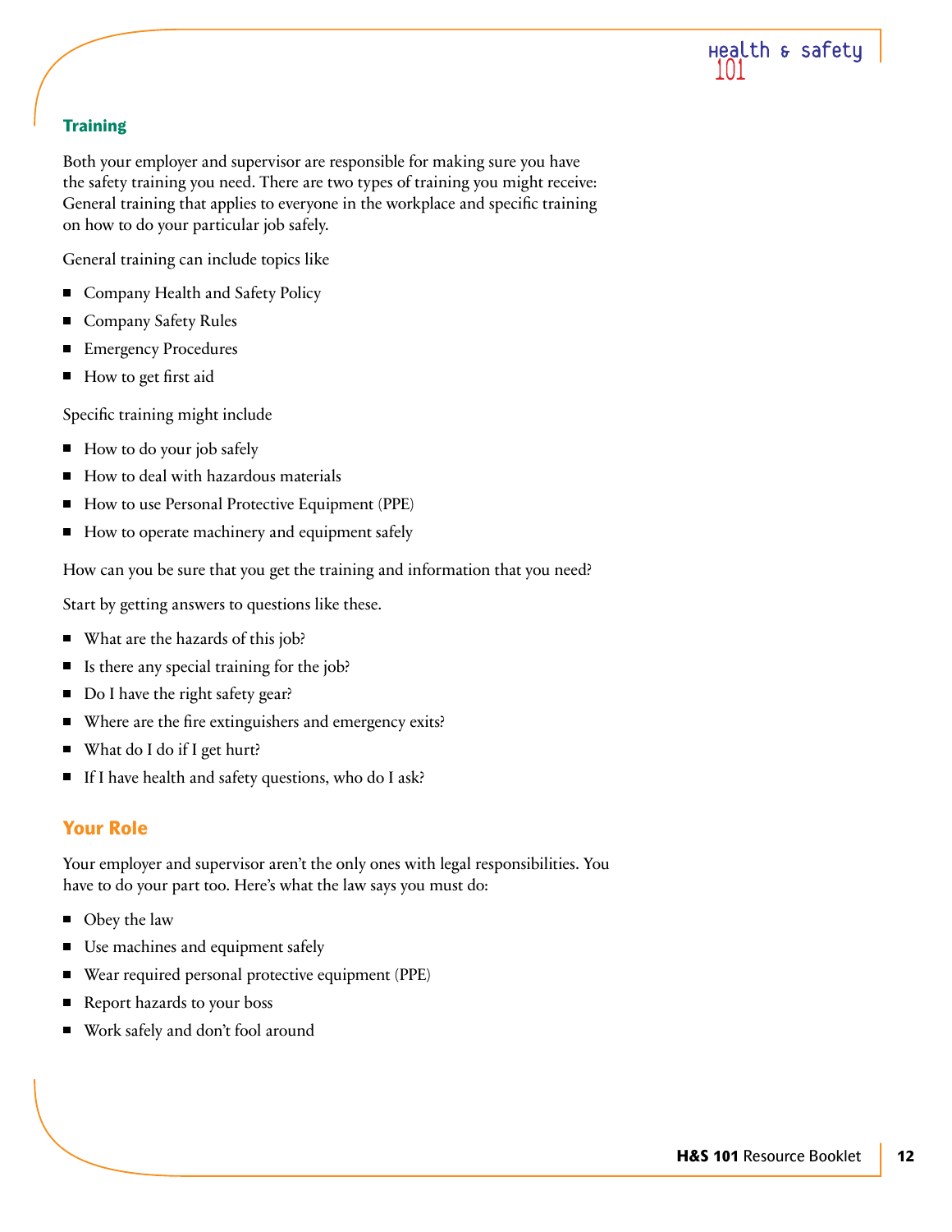## Training

Both your employer and supervisor are responsible for making sure you have the safety training you need. There are two types of training you might receive: General training that applies to everyone in the workplace and specific training on how to do your particular job safely.

General training can include topics like

- Company Health and Safety Policy
- Company Safety Rules
- Emergency Procedures
- How to get first aid

Specific training might include

- How to do your job safely
- How to deal with hazardous materials
- How to use Personal Protective Equipment (PPE)
- How to operate machinery and equipment safely

How can you be sure that you get the training and information that you need?

Start by getting answers to questions like these.

- What are the hazards of this job?
- Is there any special training for the job?
- Do I have the right safety gear?
- Where are the fire extinguishers and emergency exits?
- What do I do if I get hurt?
- If I have health and safety questions, who do I ask?

## Your Role

Your employer and supervisor aren't the only ones with legal responsibilities. You have to do your part too. Here's what the law says you must do:

- Obey the law
- Use machines and equipment safely
- Wear required personal protective equipment (PPE)
- Report hazards to your boss
- Work safely and don't fool around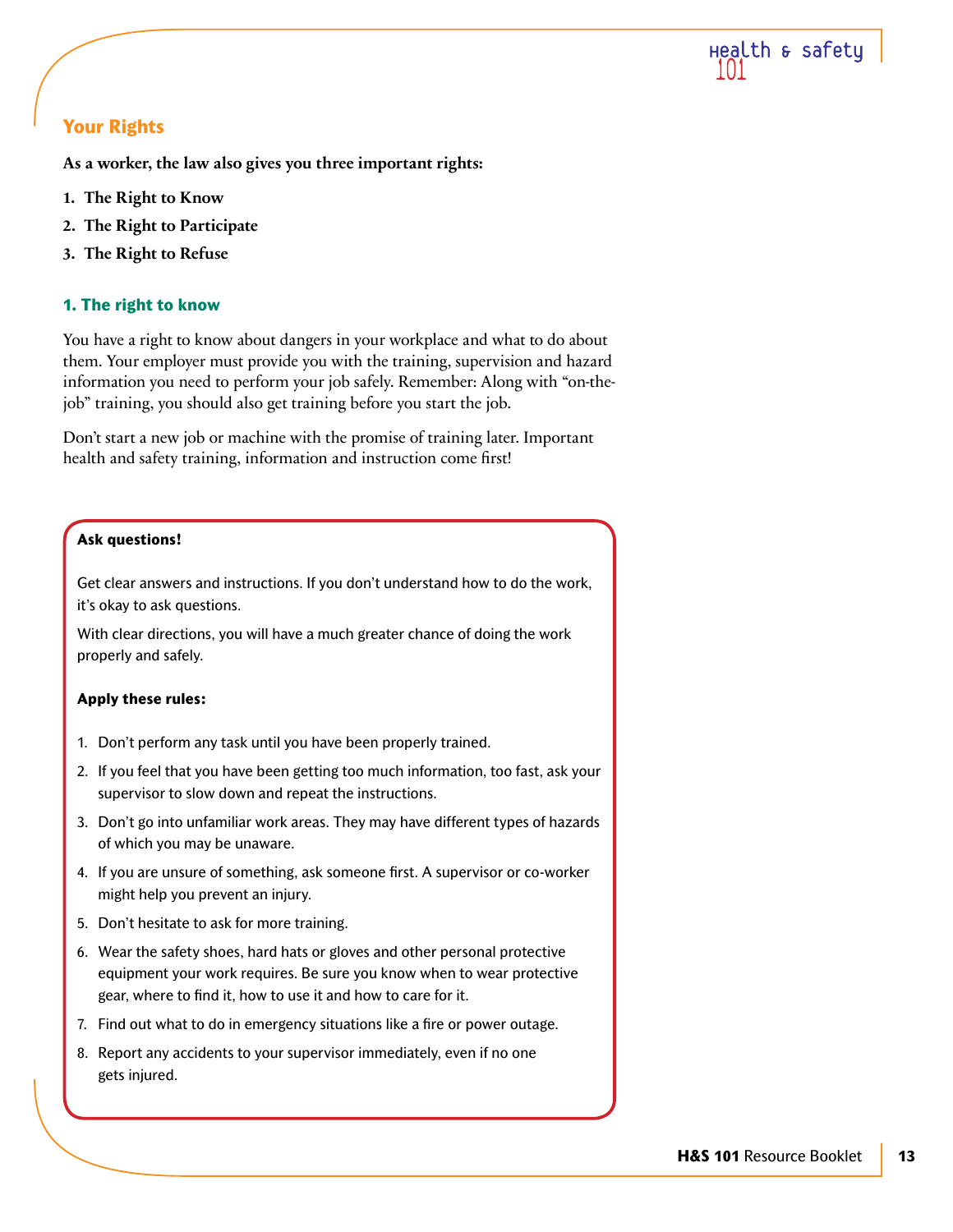## Your Rights

**As a worker, the law also gives you three important rights:**

1. **The Right to Know**
2. **The Right to Participate**
3. **The Right to Refuse**

### 1. The right to know

You have a right to know about dangers in your workplace and what to do about them. Your employer must provide you with the training, supervision and hazard information you need to perform your job safely. Remember: Along with "on-the-job" training, you should also get training before you start the job.

Don't start a new job or machine with the promise of training later. Important health and safety training, information and instruction come first!

**Ask questions!**

Get clear answers and instructions. If you don't understand how to do the work, it's okay to ask questions.

With clear directions, you will have a much greater chance of doing the work properly and safely.

**Apply these rules:**

1. Don't perform any task until you have been properly trained.
2. If you feel that you have been getting too much information, too fast, ask your supervisor to slow down and repeat the instructions.
3. Don't go into unfamiliar work areas. They may have different types of hazards of which you may be unaware.
4. If you are unsure of something, ask someone first. A supervisor or co-worker might help you prevent an injury.
5. Don't hesitate to ask for more training.
6. Wear the safety shoes, hard hats or gloves and other personal protective equipment your work requires. Be sure you know when to wear protective gear, where to find it, how to use it and how to care for it.
7. Find out what to do in emergency situations like a fire or power outage.
8. Report any accidents to your supervisor immediately, even if no one gets injured.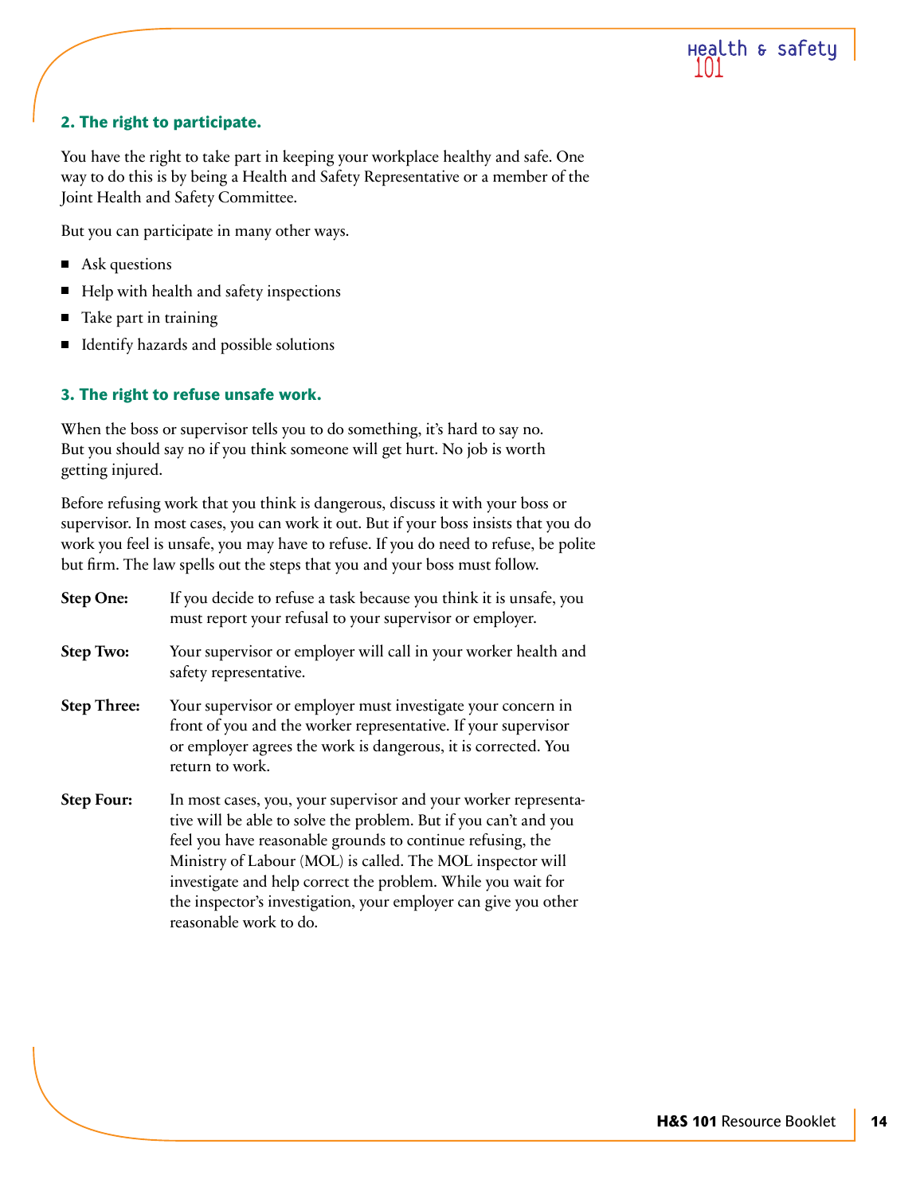### 2. The right to participate.

You have the right to take part in keeping your workplace healthy and safe. One way to do this is by being a Health and Safety Representative or a member of the Joint Health and Safety Committee.

But you can participate in many other ways.

- Ask questions
- Help with health and safety inspections
- Take part in training
- Identify hazards and possible solutions

### 3. The right to refuse unsafe work.

When the boss or supervisor tells you to do something, it's hard to say no. But you should say no if you think someone will get hurt. No job is worth getting injured.

Before refusing work that you think is dangerous, discuss it with your boss or supervisor. In most cases, you can work it out. But if your boss insists that you do work you feel is unsafe, you may have to refuse. If you do need to refuse, be polite but firm. The law spells out the steps that you and your boss must follow.

**Step One:** If you decide to refuse a task because you think it is unsafe, you must report your refusal to your supervisor or employer.

**Step Two:** Your supervisor or employer will call in your worker health and safety representative.

**Step Three:** Your supervisor or employer must investigate your concern in front of you and the worker representative. If your supervisor or employer agrees the work is dangerous, it is corrected. You return to work.

**Step Four:** In most cases, you, your supervisor and your worker representative will be able to solve the problem. But if you can't and you feel you have reasonable grounds to continue refusing, the Ministry of Labour (MOL) is called. The MOL inspector will investigate and help correct the problem. While you wait for the inspector's investigation, your employer can give you other reasonable work to do.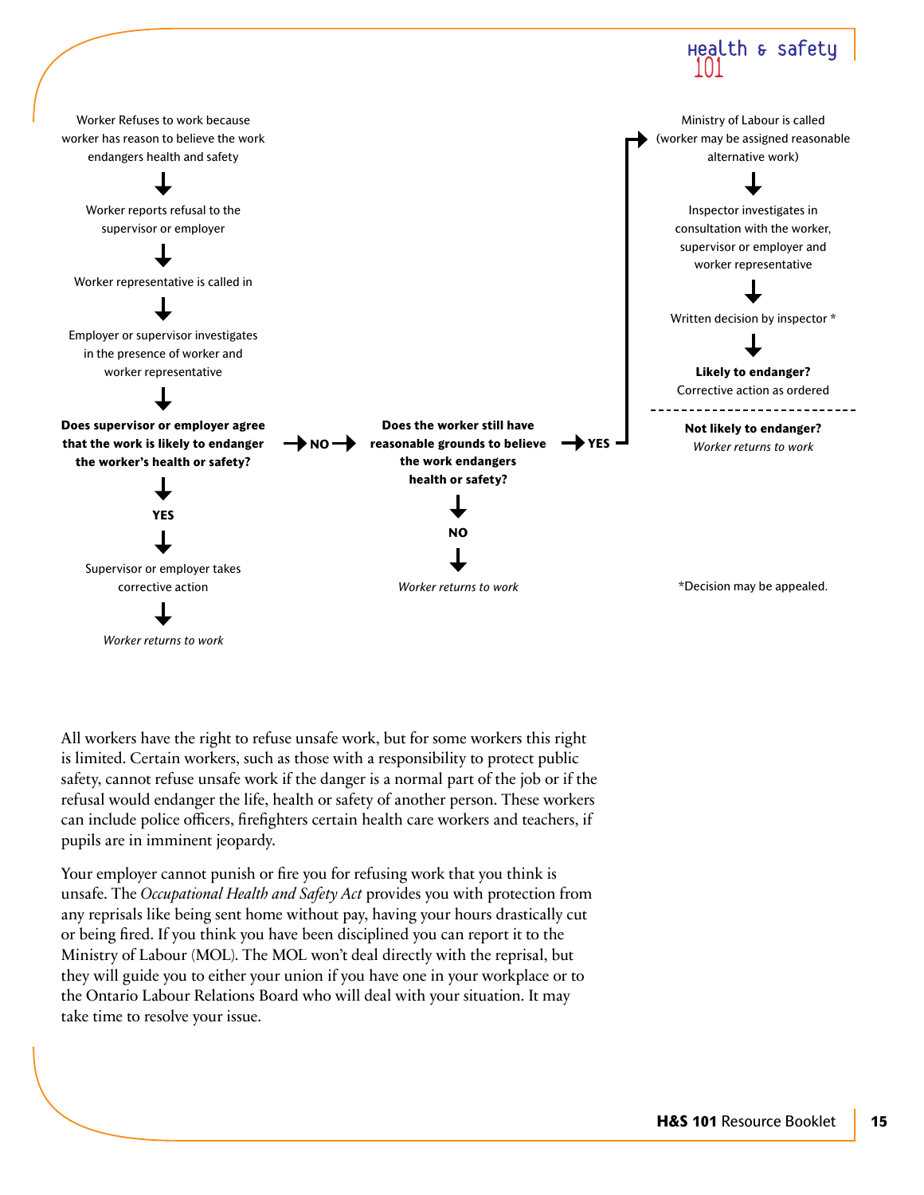Worker Refuses to work because worker has reason to believe the work endangers health and safety

↓

Worker reports refusal to the supervisor or employer

↓

Worker representative is called in

↓

Employer or supervisor investigates in the presence of worker and worker representative

↓

**Does supervisor or employer agree that the work is likely to endanger the worker's health or safety?**

- **YES** → Supervisor or employer takes corrective action → *Worker returns to work*
- **NO** → **Does the worker still have reasonable grounds to believe the work endangers health or safety?**
  - **NO** → *Worker returns to work*
  - **YES** → Ministry of Labour is called (worker may be assigned reasonable alternative work)

    ↓

    Inspector investigates in consultation with the worker, supervisor or employer and worker representative

    ↓

    Written decision by inspector *

    ↓

    **Likely to endanger?** Corrective action as ordered

    **Not likely to endanger?** *Worker returns to work*

*Decision may be appealed.

All workers have the right to refuse unsafe work, but for some workers this right is limited. Certain workers, such as those with a responsibility to protect public safety, cannot refuse unsafe work if the danger is a normal part of the job or if the refusal would endanger the life, health or safety of another person. These workers can include police officers, firefighters certain health care workers and teachers, if pupils are in imminent jeopardy.

Your employer cannot punish or fire you for refusing work that you think is unsafe. The *Occupational Health and Safety Act* provides you with protection from any reprisals like being sent home without pay, having your hours drastically cut or being fired. If you think you have been disciplined you can report it to the Ministry of Labour (MOL). The MOL won't deal directly with the reprisal, but they will guide you to either your union if you have one in your workplace or to the Ontario Labour Relations Board who will deal with your situation. It may take time to resolve your issue.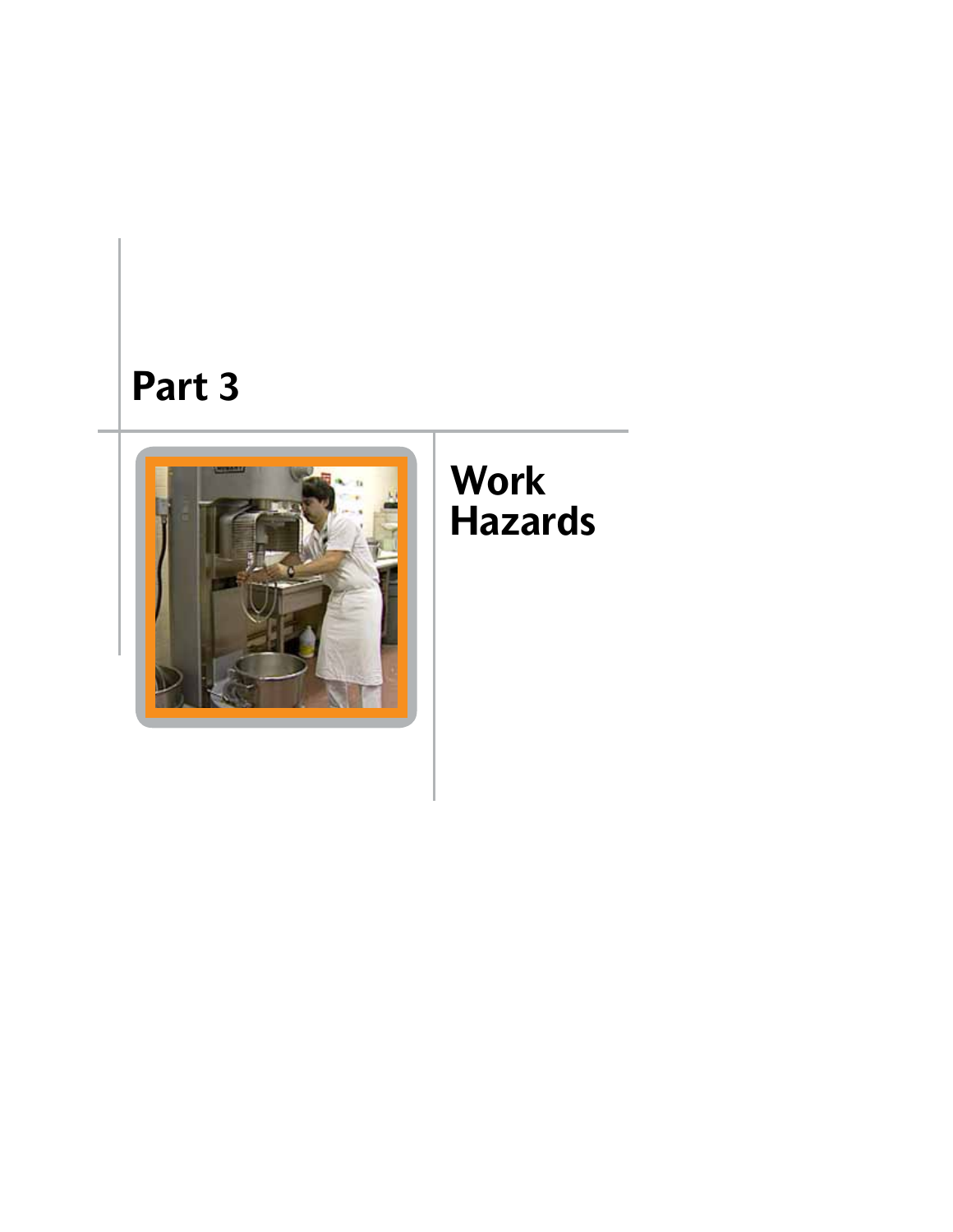# Part 3

## Work Hazards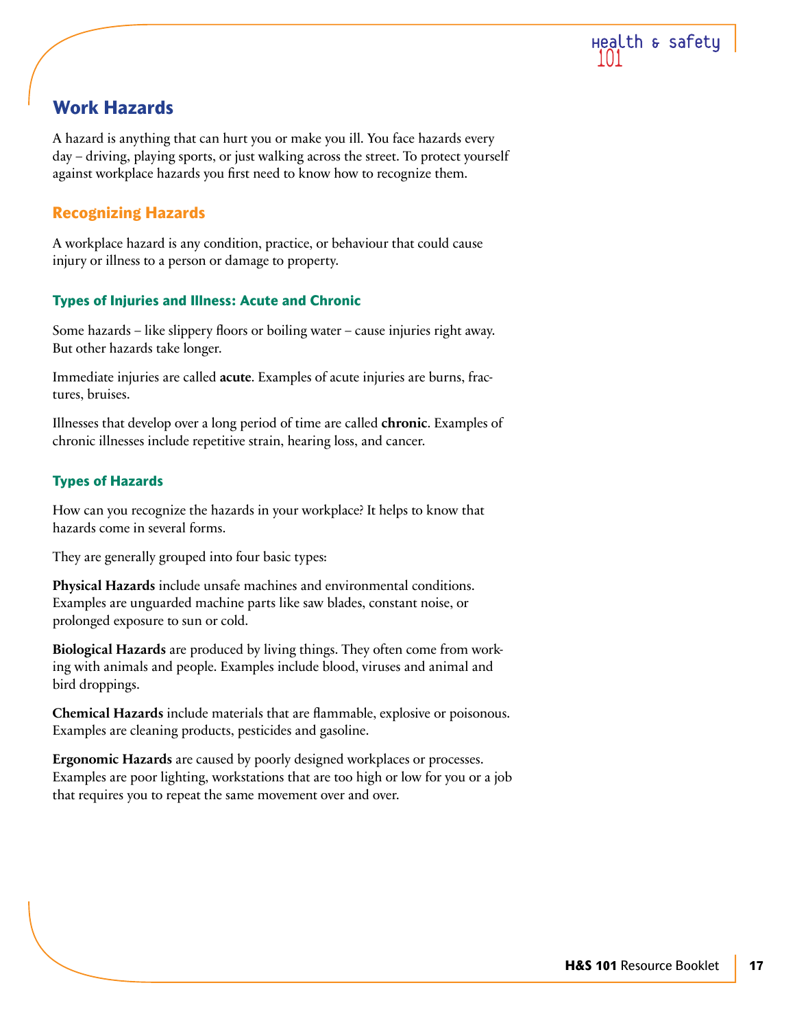## Work Hazards

A hazard is anything that can hurt you or make you ill. You face hazards every day – driving, playing sports, or just walking across the street. To protect yourself against workplace hazards you first need to know how to recognize them.

### Recognizing Hazards

A workplace hazard is any condition, practice, or behaviour that could cause injury or illness to a person or damage to property.

#### Types of Injuries and Illness: Acute and Chronic

Some hazards – like slippery floors or boiling water – cause injuries right away. But other hazards take longer.

Immediate injuries are called **acute**. Examples of acute injuries are burns, fractures, bruises.

Illnesses that develop over a long period of time are called **chronic**. Examples of chronic illnesses include repetitive strain, hearing loss, and cancer.

#### Types of Hazards

How can you recognize the hazards in your workplace? It helps to know that hazards come in several forms.

They are generally grouped into four basic types:

**Physical Hazards** include unsafe machines and environmental conditions. Examples are unguarded machine parts like saw blades, constant noise, or prolonged exposure to sun or cold.

**Biological Hazards** are produced by living things. They often come from working with animals and people. Examples include blood, viruses and animal and bird droppings.

**Chemical Hazards** include materials that are flammable, explosive or poisonous. Examples are cleaning products, pesticides and gasoline.

**Ergonomic Hazards** are caused by poorly designed workplaces or processes. Examples are poor lighting, workstations that are too high or low for you or a job that requires you to repeat the same movement over and over.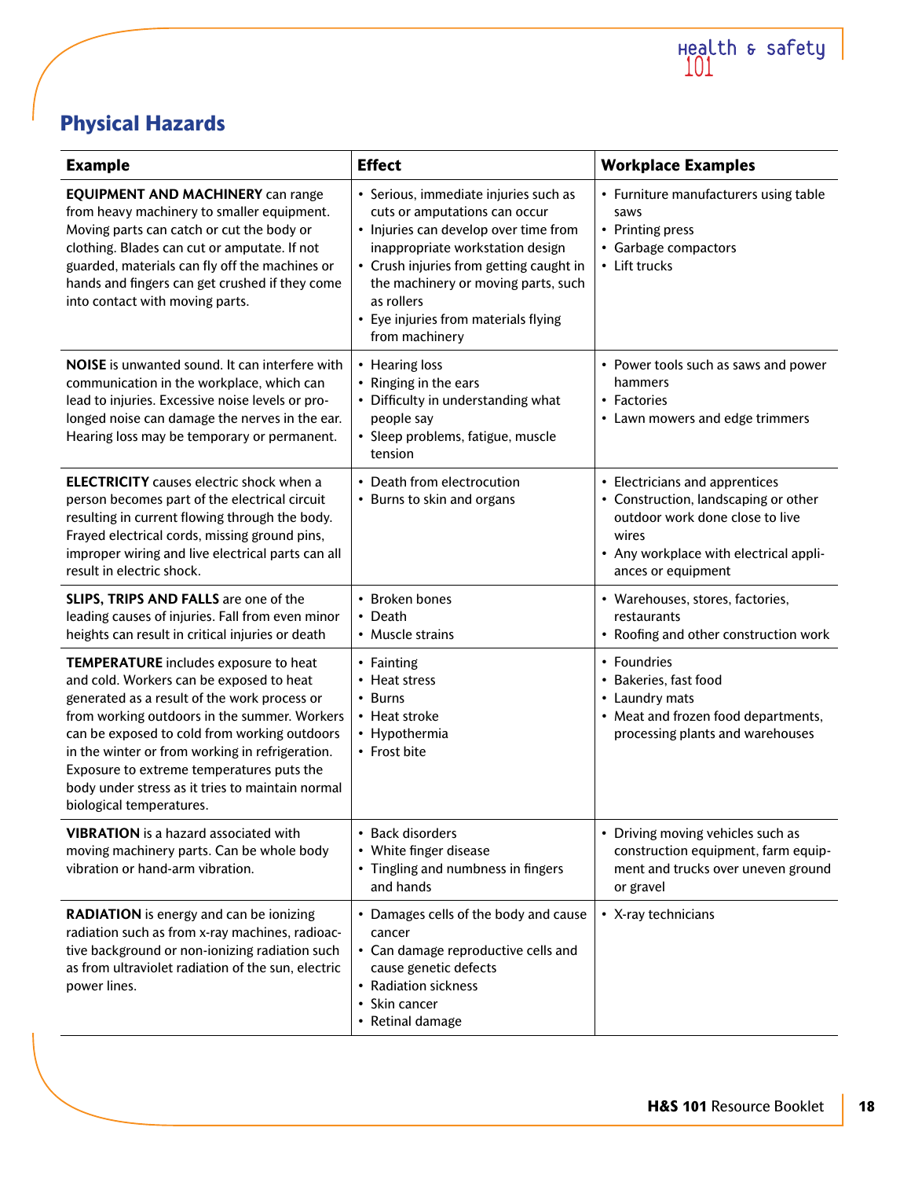## Physical Hazards

| Example | Effect | Workplace Examples |
|---|---|---|
| **EQUIPMENT AND MACHINERY** can range from heavy machinery to smaller equipment. Moving parts can catch or cut the body or clothing. Blades can cut or amputate. If not guarded, materials can fly off the machines or hands and fingers can get crushed if they come into contact with moving parts. | • Serious, immediate injuries such as cuts or amputations can occur<br>• Injuries can develop over time from inappropriate workstation design<br>• Crush injuries from getting caught in the machinery or moving parts, such as rollers<br>• Eye injuries from materials flying from machinery | • Furniture manufacturers using table saws<br>• Printing press<br>• Garbage compactors<br>• Lift trucks |
| **NOISE** is unwanted sound. It can interfere with communication in the workplace, which can lead to injuries. Excessive noise levels or prolonged noise can damage the nerves in the ear. Hearing loss may be temporary or permanent. | • Hearing loss<br>• Ringing in the ears<br>• Difficulty in understanding what people say<br>• Sleep problems, fatigue, muscle tension | • Power tools such as saws and power hammers<br>• Factories<br>• Lawn mowers and edge trimmers |
| **ELECTRICITY** causes electric shock when a person becomes part of the electrical circuit resulting in current flowing through the body. Frayed electrical cords, missing ground pins, improper wiring and live electrical parts can all result in electric shock. | • Death from electrocution<br>• Burns to skin and organs | • Electricians and apprentices<br>• Construction, landscaping or other outdoor work done close to live wires<br>• Any workplace with electrical appliances or equipment |
| **SLIPS, TRIPS AND FALLS** are one of the leading causes of injuries. Fall from even minor heights can result in critical injuries or death | • Broken bones<br>• Death<br>• Muscle strains | • Warehouses, stores, factories, restaurants<br>• Roofing and other construction work |
| **TEMPERATURE** includes exposure to heat and cold. Workers can be exposed to heat generated as a result of the work process or from working outdoors in the summer. Workers can be exposed to cold from working outdoors in the winter or from working in refrigeration. Exposure to extreme temperatures puts the body under stress as it tries to maintain normal biological temperatures. | • Fainting<br>• Heat stress<br>• Burns<br>• Heat stroke<br>• Hypothermia<br>• Frost bite | • Foundries<br>• Bakeries, fast food<br>• Laundry mats<br>• Meat and frozen food departments, processing plants and warehouses |
| **VIBRATION** is a hazard associated with moving machinery parts. Can be whole body vibration or hand-arm vibration. | • Back disorders<br>• White finger disease<br>• Tingling and numbness in fingers and hands | • Driving moving vehicles such as construction equipment, farm equipment and trucks over uneven ground or gravel |
| **RADIATION** is energy and can be ionizing radiation such as from x-ray machines, radioactive background or non-ionizing radiation such as from ultraviolet radiation of the sun, electric power lines. | • Damages cells of the body and cause cancer<br>• Can damage reproductive cells and cause genetic defects<br>• Radiation sickness<br>• Skin cancer<br>• Retinal damage | • X-ray technicians |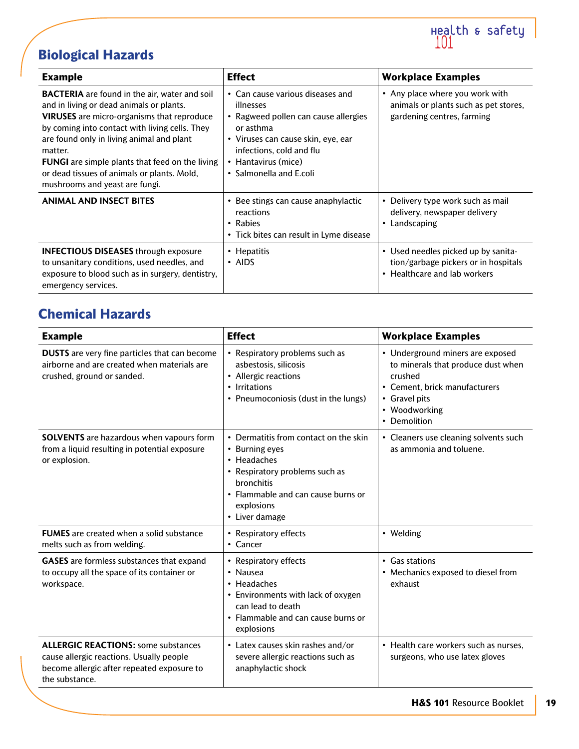## Biological Hazards

| Example | Effect | Workplace Examples |
|---|---|---|
| **BACTERIA** are found in the air, water and soil and in living or dead animals or plants.<br>**VIRUSES** are micro-organisms that reproduce by coming into contact with living cells. They are found only in living animal and plant matter.<br>**FUNGI** are simple plants that feed on the living or dead tissues of animals or plants. Mold, mushrooms and yeast are fungi. | • Can cause various diseases and illnesses<br>• Ragweed pollen can cause allergies or asthma<br>• Viruses can cause skin, eye, ear infections, cold and flu<br>• Hantavirus (mice)<br>• Salmonella and E.coli | • Any place where you work with animals or plants such as pet stores, gardening centres, farming |
| **ANIMAL AND INSECT BITES** | • Bee stings can cause anaphylactic reactions<br>• Rabies<br>• Tick bites can result in Lyme disease | • Delivery type work such as mail delivery, newspaper delivery<br>• Landscaping |
| **INFECTIOUS DISEASES** through exposure to unsanitary conditions, used needles, and exposure to blood such as in surgery, dentistry, emergency services. | • Hepatitis<br>• AIDS | • Used needles picked up by sanitation/garbage pickers or in hospitals<br>• Healthcare and lab workers |

## Chemical Hazards

| Example | Effect | Workplace Examples |
|---|---|---|
| **DUSTS** are very fine particles that can become airborne and are created when materials are crushed, ground or sanded. | • Respiratory problems such as asbestosis, silicosis<br>• Allergic reactions<br>• Irritations<br>• Pneumoconiosis (dust in the lungs) | • Underground miners are exposed to minerals that produce dust when crushed<br>• Cement, brick manufacturers<br>• Gravel pits<br>• Woodworking<br>• Demolition |
| **SOLVENTS** are hazardous when vapours form from a liquid resulting in potential exposure or explosion. | • Dermatitis from contact on the skin<br>• Burning eyes<br>• Headaches<br>• Respiratory problems such as bronchitis<br>• Flammable and can cause burns or explosions<br>• Liver damage | • Cleaners use cleaning solvents such as ammonia and toluene. |
| **FUMES** are created when a solid substance melts such as from welding. | • Respiratory effects<br>• Cancer | • Welding |
| **GASES** are formless substances that expand to occupy all the space of its container or workspace. | • Respiratory effects<br>• Nausea<br>• Headaches<br>• Environments with lack of oxygen can lead to death<br>• Flammable and can cause burns or explosions | • Gas stations<br>• Mechanics exposed to diesel from exhaust |
| **ALLERGIC REACTIONS:** some substances cause allergic reactions. Usually people become allergic after repeated exposure to the substance. | • Latex causes skin rashes and/or severe allergic reactions such as anaphylactic shock | • Health care workers such as nurses, surgeons, who use latex gloves |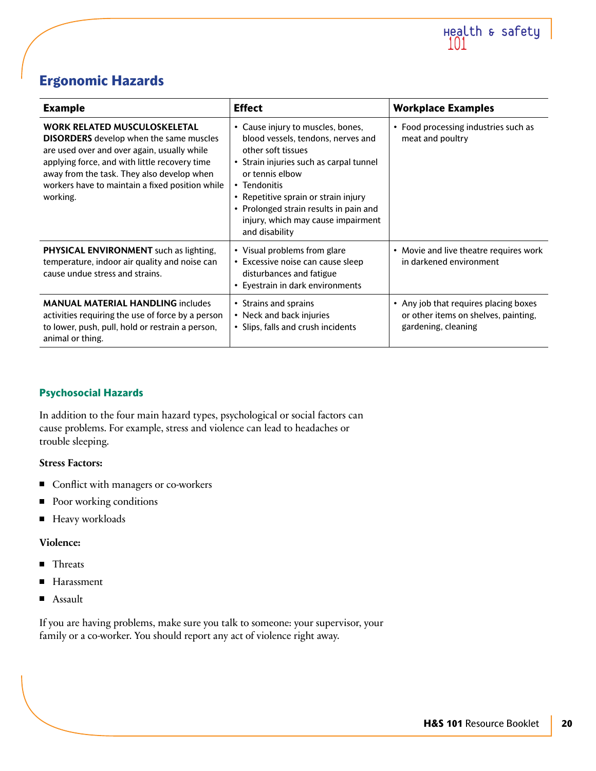## Ergonomic Hazards

| Example | Effect | Workplace Examples |
|---|---|---|
| **WORK RELATED MUSCULOSKELETAL DISORDERS** develop when the same muscles are used over and over again, usually while applying force, and with little recovery time away from the task. They also develop when workers have to maintain a fixed position while working. | • Cause injury to muscles, bones, blood vessels, tendons, nerves and other soft tissues<br>• Strain injuries such as carpal tunnel or tennis elbow<br>• Tendonitis<br>• Repetitive sprain or strain injury<br>• Prolonged strain results in pain and injury, which may cause impairment and disability | • Food processing industries such as meat and poultry |
| **PHYSICAL ENVIRONMENT** such as lighting, temperature, indoor air quality and noise can cause undue stress and strains. | • Visual problems from glare<br>• Excessive noise can cause sleep disturbances and fatigue<br>• Eyestrain in dark environments | • Movie and live theatre requires work in darkened environment |
| **MANUAL MATERIAL HANDLING** includes activities requiring the use of force by a person to lower, push, pull, hold or restrain a person, animal or thing. | • Strains and sprains<br>• Neck and back injuries<br>• Slips, falls and crush incidents | • Any job that requires placing boxes or other items on shelves, painting, gardening, cleaning |

### Psychosocial Hazards

In addition to the four main hazard types, psychological or social factors can cause problems. For example, stress and violence can lead to headaches or trouble sleeping.

**Stress Factors:**

- Conflict with managers or co-workers
- Poor working conditions
- Heavy workloads

**Violence:**

- Threats
- Harassment
- Assault

If you are having problems, make sure you talk to someone: your supervisor, your family or a co-worker. You should report any act of violence right away.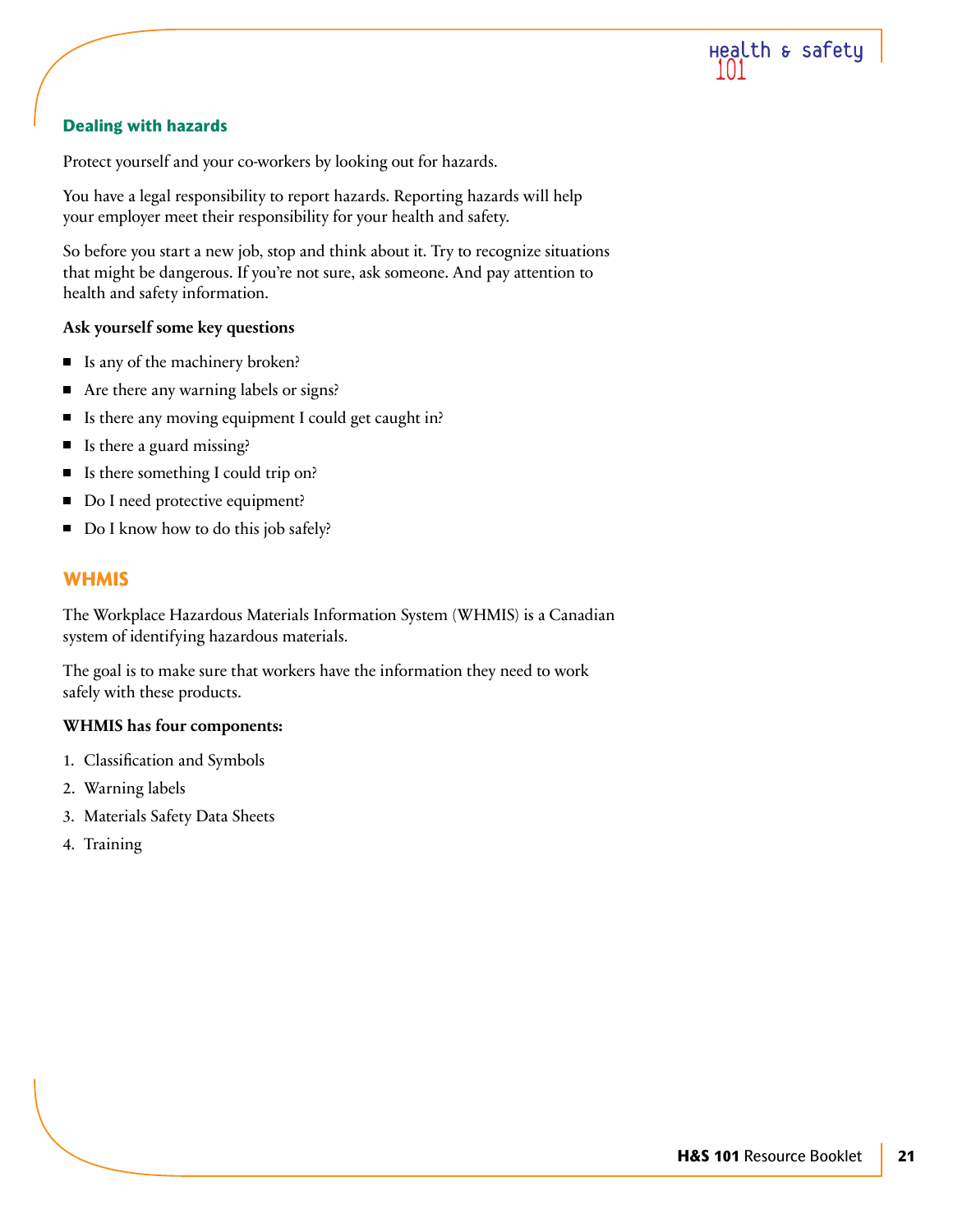## Dealing with hazards

Protect yourself and your co-workers by looking out for hazards.

You have a legal responsibility to report hazards. Reporting hazards will help your employer meet their responsibility for your health and safety.

So before you start a new job, stop and think about it. Try to recognize situations that might be dangerous. If you're not sure, ask someone. And pay attention to health and safety information.

**Ask yourself some key questions**

- Is any of the machinery broken?
- Are there any warning labels or signs?
- Is there any moving equipment I could get caught in?
- Is there a guard missing?
- Is there something I could trip on?
- Do I need protective equipment?
- Do I know how to do this job safely?

## WHMIS

The Workplace Hazardous Materials Information System (WHMIS) is a Canadian system of identifying hazardous materials.

The goal is to make sure that workers have the information they need to work safely with these products.

**WHMIS has four components:**

1. Classification and Symbols
2. Warning labels
3. Materials Safety Data Sheets
4. Training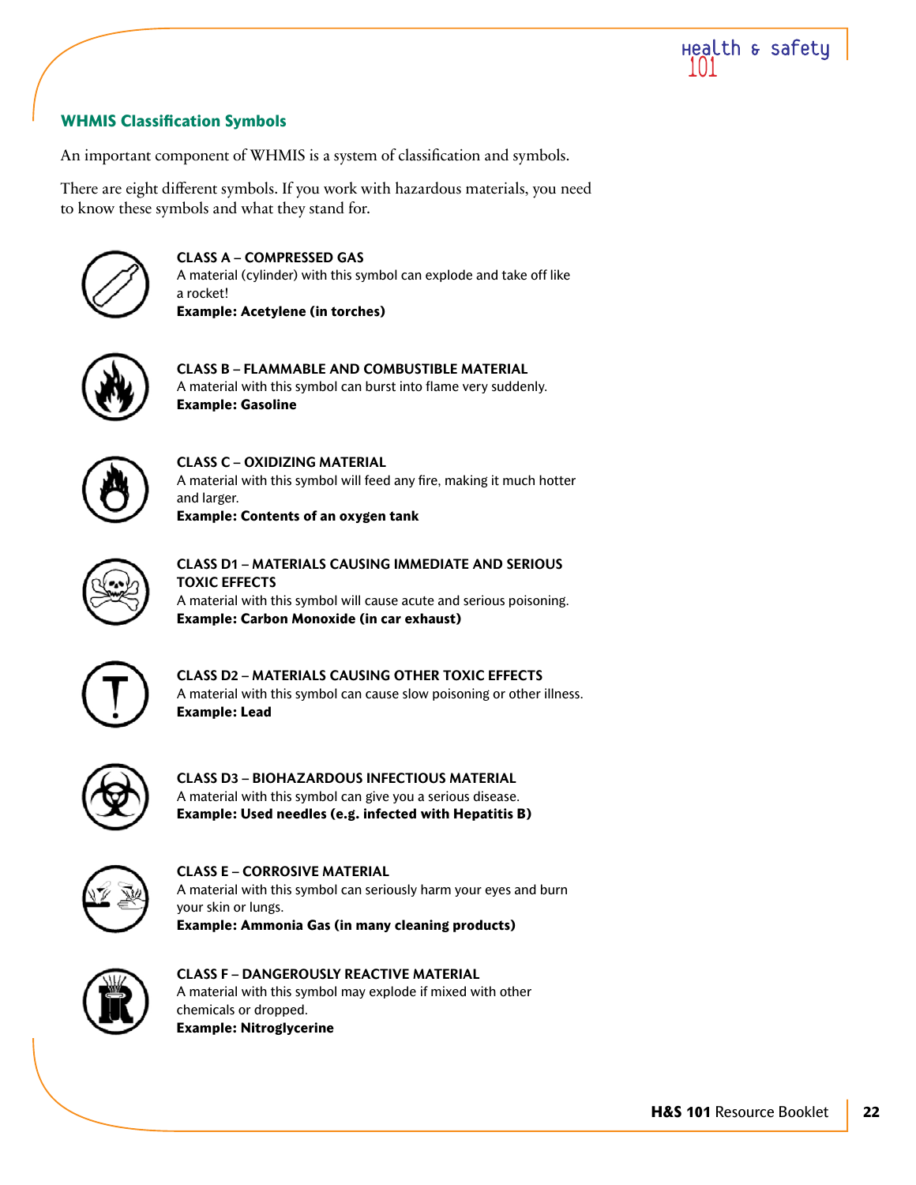## WHMIS Classification Symbols

An important component of WHMIS is a system of classification and symbols.

There are eight different symbols. If you work with hazardous materials, you need to know these symbols and what they stand for.

**CLASS A – COMPRESSED GAS**
A material (cylinder) with this symbol can explode and take off like a rocket!
**Example: Acetylene (in torches)**

**CLASS B – FLAMMABLE AND COMBUSTIBLE MATERIAL**
A material with this symbol can burst into flame very suddenly.
**Example: Gasoline**

**CLASS C – OXIDIZING MATERIAL**
A material with this symbol will feed any fire, making it much hotter and larger.
**Example: Contents of an oxygen tank**

**CLASS D1 – MATERIALS CAUSING IMMEDIATE AND SERIOUS TOXIC EFFECTS**
A material with this symbol will cause acute and serious poisoning.
**Example: Carbon Monoxide (in car exhaust)**

**CLASS D2 – MATERIALS CAUSING OTHER TOXIC EFFECTS**
A material with this symbol can cause slow poisoning or other illness.
**Example: Lead**

**CLASS D3 – BIOHAZARDOUS INFECTIOUS MATERIAL**
A material with this symbol can give you a serious disease.
**Example: Used needles (e.g. infected with Hepatitis B)**

**CLASS E – CORROSIVE MATERIAL**
A material with this symbol can seriously harm your eyes and burn your skin or lungs.
**Example: Ammonia Gas (in many cleaning products)**

**CLASS F – DANGEROUSLY REACTIVE MATERIAL**
A material with this symbol may explode if mixed with other chemicals or dropped.
**Example: Nitroglycerine**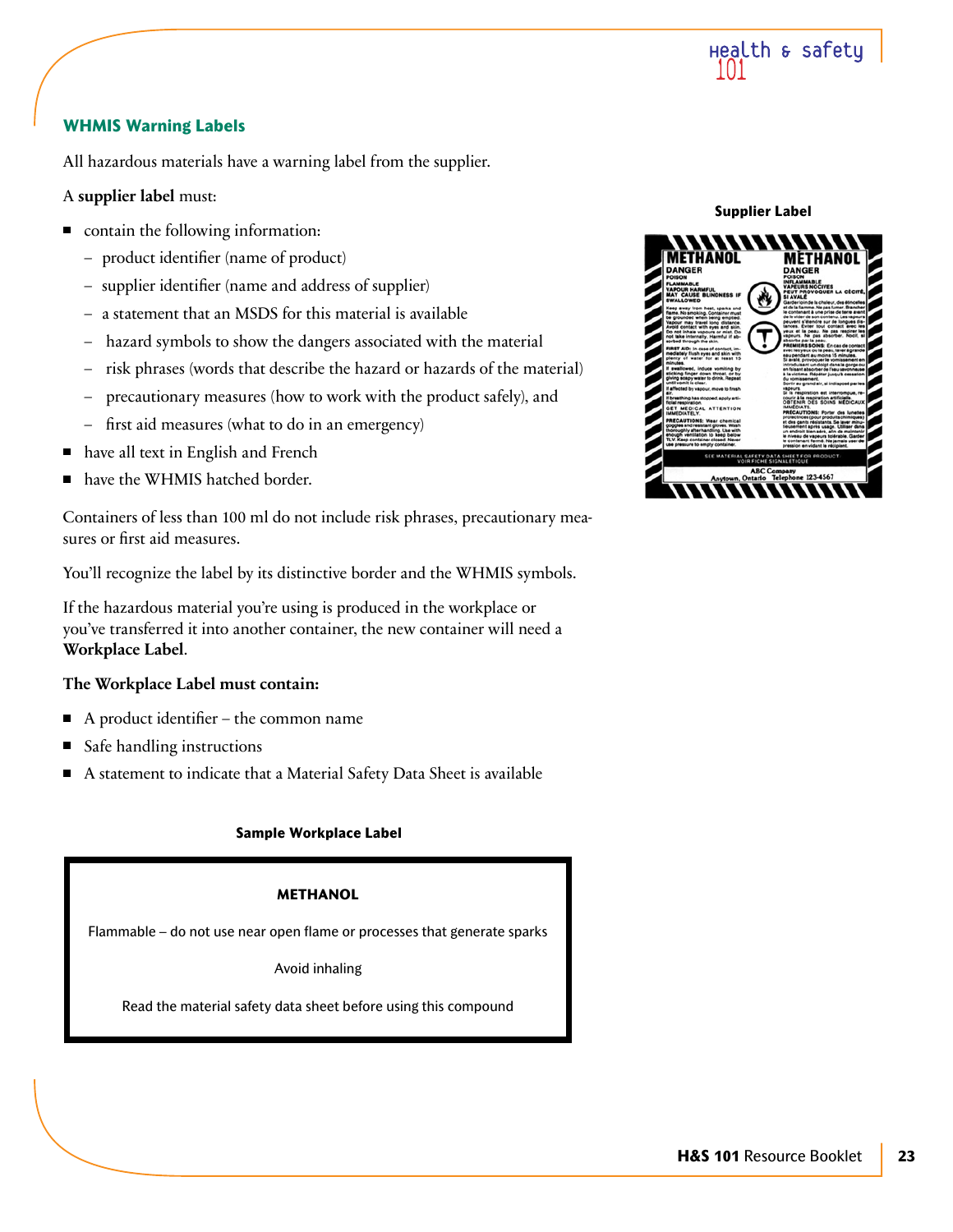## WHMIS Warning Labels

All hazardous materials have a warning label from the supplier.

A **supplier label** must:

- contain the following information:
  - product identifier (name of product)
  - supplier identifier (name and address of supplier)
  - a statement that an MSDS for this material is available
  - hazard symbols to show the dangers associated with the material
  - risk phrases (words that describe the hazard or hazards of the material)
  - precautionary measures (how to work with the product safely), and
  - first aid measures (what to do in an emergency)
- have all text in English and French
- have the WHMIS hatched border.

Containers of less than 100 ml do not include risk phrases, precautionary measures or first aid measures.

You'll recognize the label by its distinctive border and the WHMIS symbols.

If the hazardous material you're using is produced in the workplace or you've transferred it into another container, the new container will need a **Workplace Label**.

**The Workplace Label must contain:**

- A product identifier – the common name
- Safe handling instructions
- A statement to indicate that a Material Safety Data Sheet is available

**Supplier Label**

**Sample Workplace Label**

**METHANOL**

Flammable – do not use near open flame or processes that generate sparks

Avoid inhaling

Read the material safety data sheet before using this compound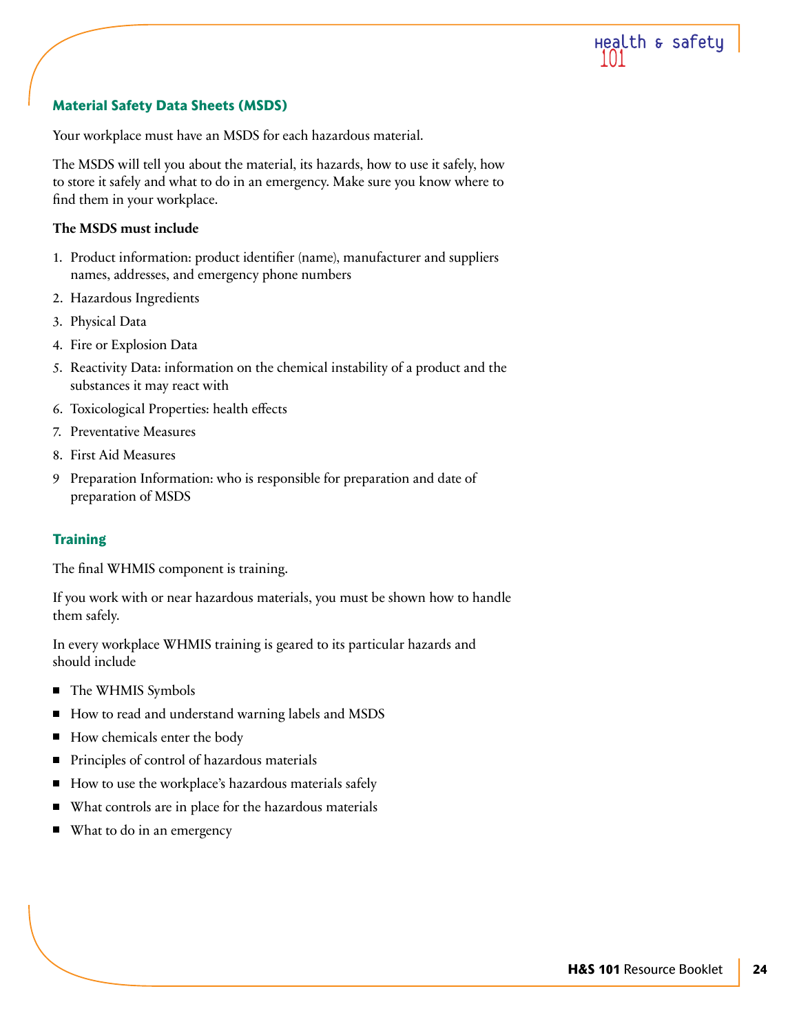## Material Safety Data Sheets (MSDS)

Your workplace must have an MSDS for each hazardous material.

The MSDS will tell you about the material, its hazards, how to use it safely, how to store it safely and what to do in an emergency. Make sure you know where to find them in your workplace.

**The MSDS must include**

1. Product information: product identifier (name), manufacturer and suppliers names, addresses, and emergency phone numbers
2. Hazardous Ingredients
3. Physical Data
4. Fire or Explosion Data
5. Reactivity Data: information on the chemical instability of a product and the substances it may react with
6. Toxicological Properties: health effects
7. Preventative Measures
8. First Aid Measures
9. Preparation Information: who is responsible for preparation and date of preparation of MSDS

## Training

The final WHMIS component is training.

If you work with or near hazardous materials, you must be shown how to handle them safely.

In every workplace WHMIS training is geared to its particular hazards and should include

- The WHMIS Symbols
- How to read and understand warning labels and MSDS
- How chemicals enter the body
- Principles of control of hazardous materials
- How to use the workplace's hazardous materials safely
- What controls are in place for the hazardous materials
- What to do in an emergency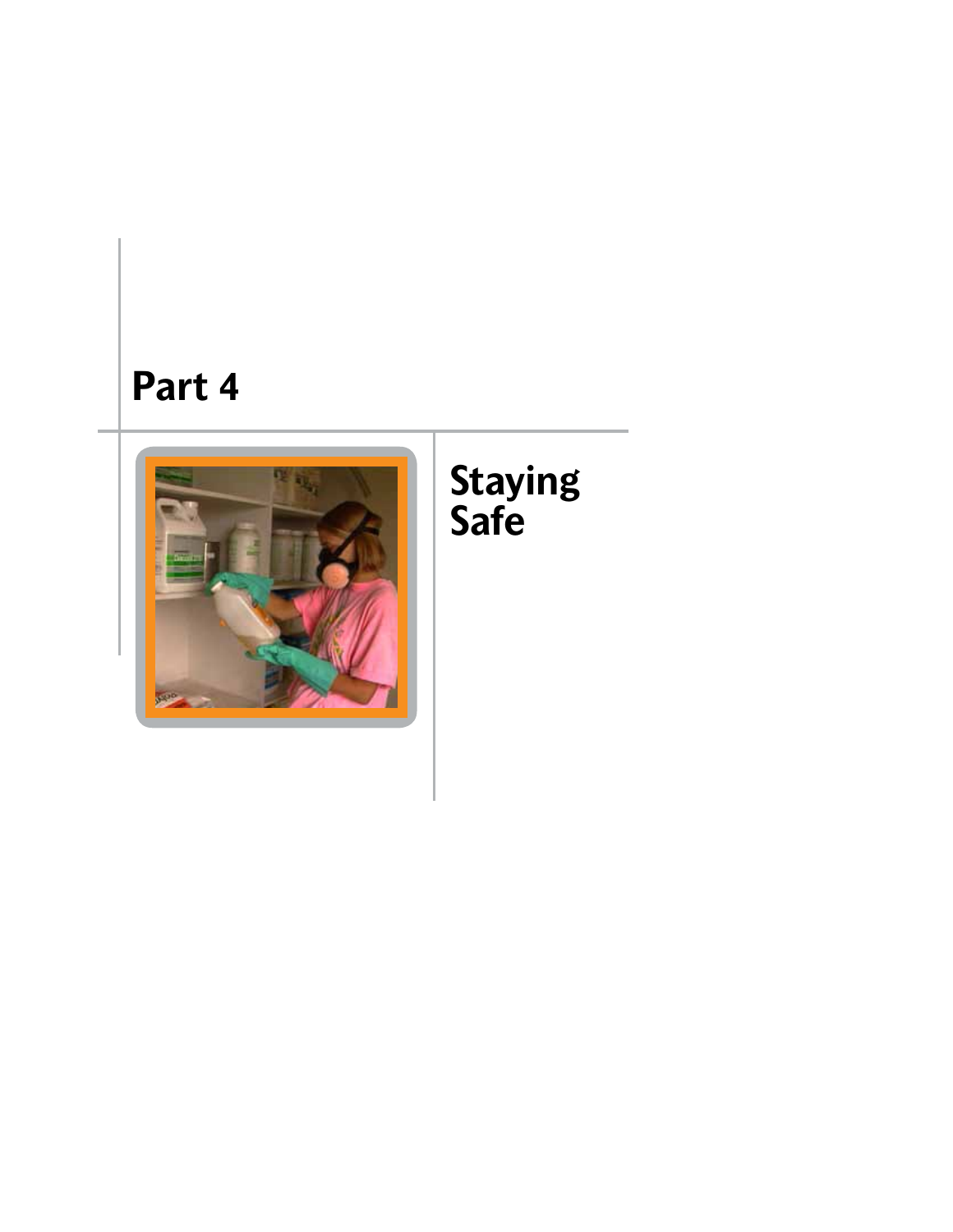# Part 4

## Staying Safe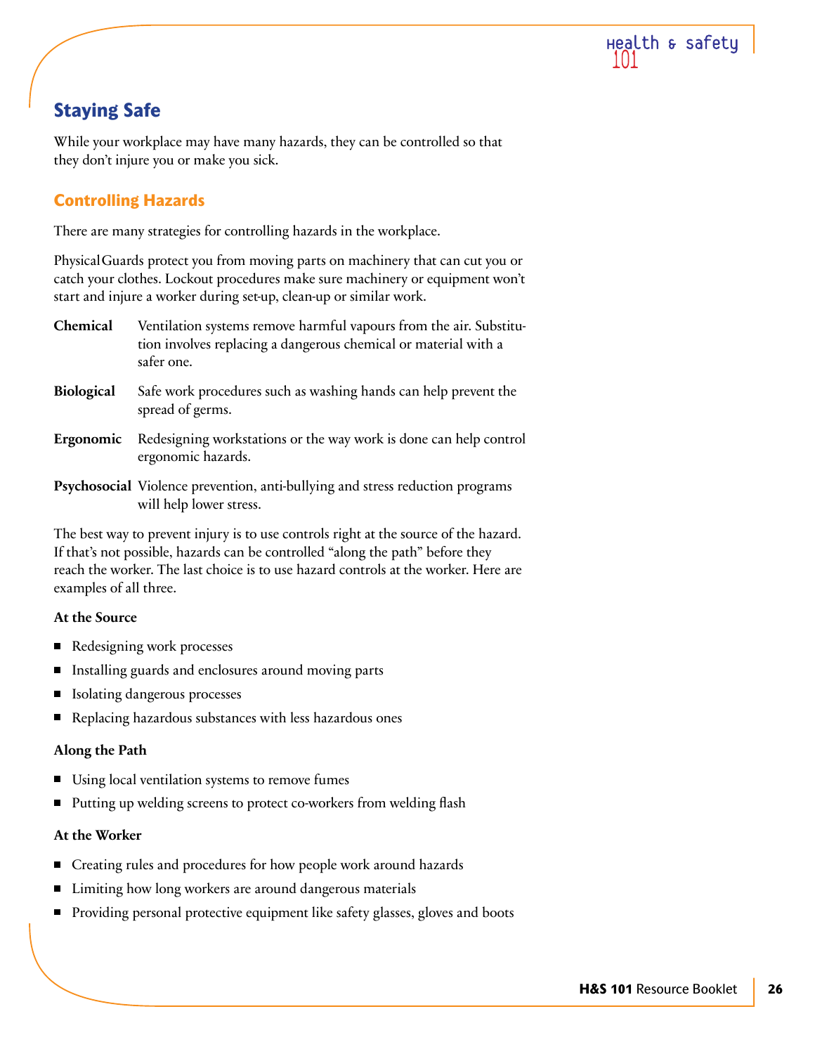## Staying Safe

While your workplace may have many hazards, they can be controlled so that they don't injure you or make you sick.

### Controlling Hazards

There are many strategies for controlling hazards in the workplace.

PhysicalGuards protect you from moving parts on machinery that can cut you or catch your clothes. Lockout procedures make sure machinery or equipment won't start and injure a worker during set-up, clean-up or similar work.

**Chemical** Ventilation systems remove harmful vapours from the air. Substitution involves replacing a dangerous chemical or material with a safer one.

**Biological** Safe work procedures such as washing hands can help prevent the spread of germs.

**Ergonomic** Redesigning workstations or the way work is done can help control ergonomic hazards.

**Psychosocial** Violence prevention, anti-bullying and stress reduction programs will help lower stress.

The best way to prevent injury is to use controls right at the source of the hazard. If that's not possible, hazards can be controlled "along the path" before they reach the worker. The last choice is to use hazard controls at the worker. Here are examples of all three.

**At the Source**

- Redesigning work processes
- Installing guards and enclosures around moving parts
- Isolating dangerous processes
- Replacing hazardous substances with less hazardous ones

**Along the Path**

- Using local ventilation systems to remove fumes
- Putting up welding screens to protect co-workers from welding flash

**At the Worker**

- Creating rules and procedures for how people work around hazards
- Limiting how long workers are around dangerous materials
- Providing personal protective equipment like safety glasses, gloves and boots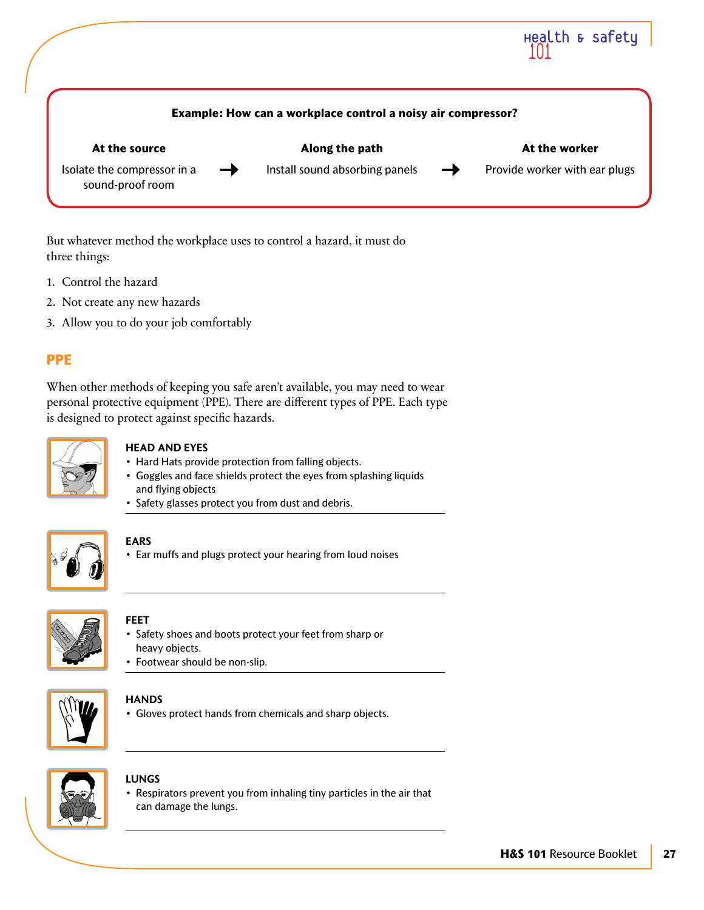**Example: How can a workplace control a noisy air compressor?**

| At the source | | Along the path | | At the worker |
|---|---|---|---|---|
| Isolate the compressor in a sound-proof room | → | Install sound absorbing panels | → | Provide worker with ear plugs |

But whatever method the workplace uses to control a hazard, it must do three things:

1. Control the hazard
2. Not create any new hazards
3. Allow you to do your job comfortably

## PPE

When other methods of keeping you safe aren't available, you may need to wear personal protective equipment (PPE). There are different types of PPE. Each type is designed to protect against specific hazards.

### HEAD AND EYES

- Hard Hats provide protection from falling objects.
- Goggles and face shields protect the eyes from splashing liquids and flying objects
- Safety glasses protect you from dust and debris.

### EARS

- Ear muffs and plugs protect your hearing from loud noises

### FEET

- Safety shoes and boots protect your feet from sharp or heavy objects.
- Footwear should be non-slip.

### HANDS

- Gloves protect hands from chemicals and sharp objects.

### LUNGS

- Respirators prevent you from inhaling tiny particles in the air that can damage the lungs.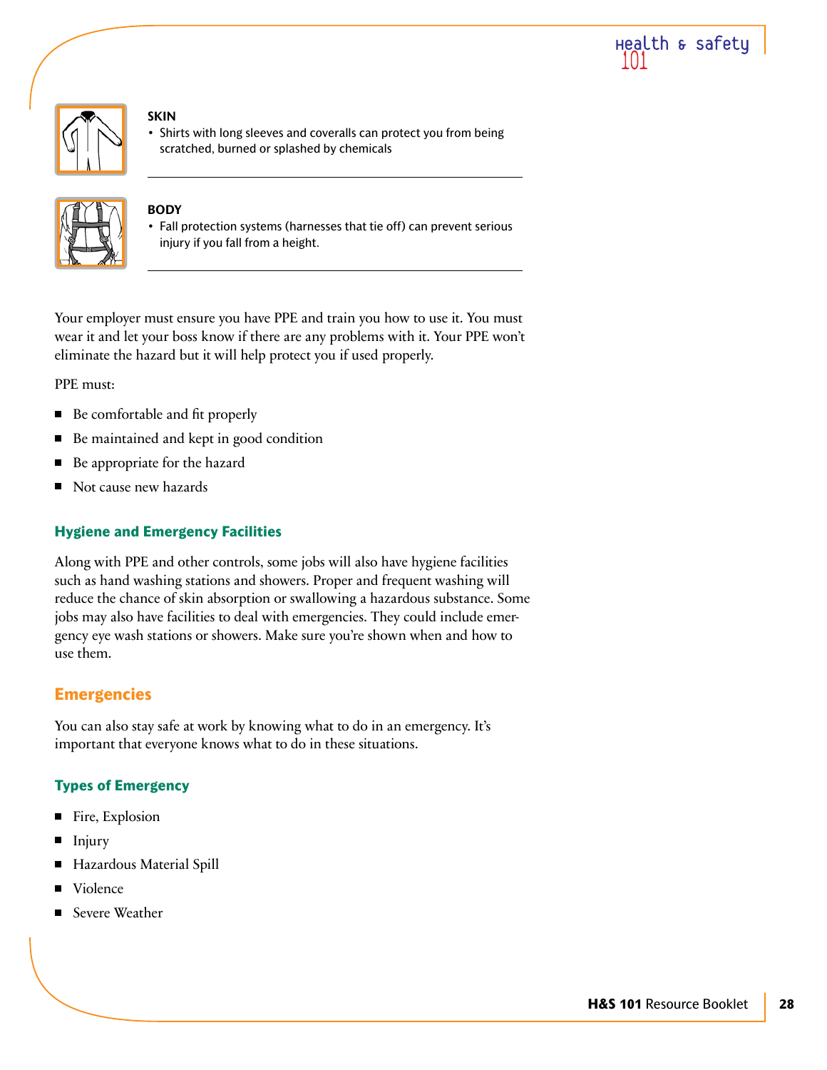**SKIN**

- Shirts with long sleeves and coveralls can protect you from being scratched, burned or splashed by chemicals

**BODY**

- Fall protection systems (harnesses that tie off) can prevent serious injury if you fall from a height.

Your employer must ensure you have PPE and train you how to use it. You must wear it and let your boss know if there are any problems with it. Your PPE won't eliminate the hazard but it will help protect you if used properly.

PPE must:

- Be comfortable and fit properly
- Be maintained and kept in good condition
- Be appropriate for the hazard
- Not cause new hazards

### Hygiene and Emergency Facilities

Along with PPE and other controls, some jobs will also have hygiene facilities such as hand washing stations and showers. Proper and frequent washing will reduce the chance of skin absorption or swallowing a hazardous substance. Some jobs may also have facilities to deal with emergencies. They could include emergency eye wash stations or showers. Make sure you're shown when and how to use them.

## Emergencies

You can also stay safe at work by knowing what to do in an emergency. It's important that everyone knows what to do in these situations.

### Types of Emergency

- Fire, Explosion
- Injury
- Hazardous Material Spill
- Violence
- Severe Weather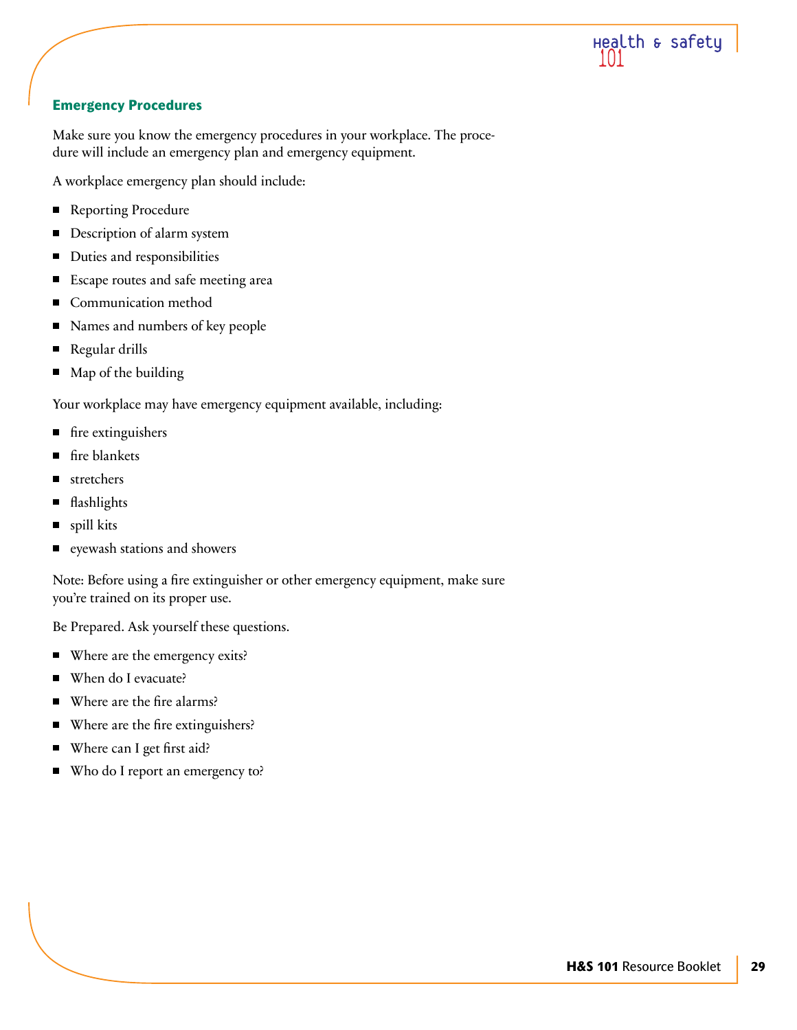## Emergency Procedures

Make sure you know the emergency procedures in your workplace. The procedure will include an emergency plan and emergency equipment.

A workplace emergency plan should include:

- Reporting Procedure
- Description of alarm system
- Duties and responsibilities
- Escape routes and safe meeting area
- Communication method
- Names and numbers of key people
- Regular drills
- Map of the building

Your workplace may have emergency equipment available, including:

- fire extinguishers
- fire blankets
- stretchers
- flashlights
- spill kits
- eyewash stations and showers

Note: Before using a fire extinguisher or other emergency equipment, make sure you're trained on its proper use.

Be Prepared. Ask yourself these questions.

- Where are the emergency exits?
- When do I evacuate?
- Where are the fire alarms?
- Where are the fire extinguishers?
- Where can I get first aid?
- Who do I report an emergency to?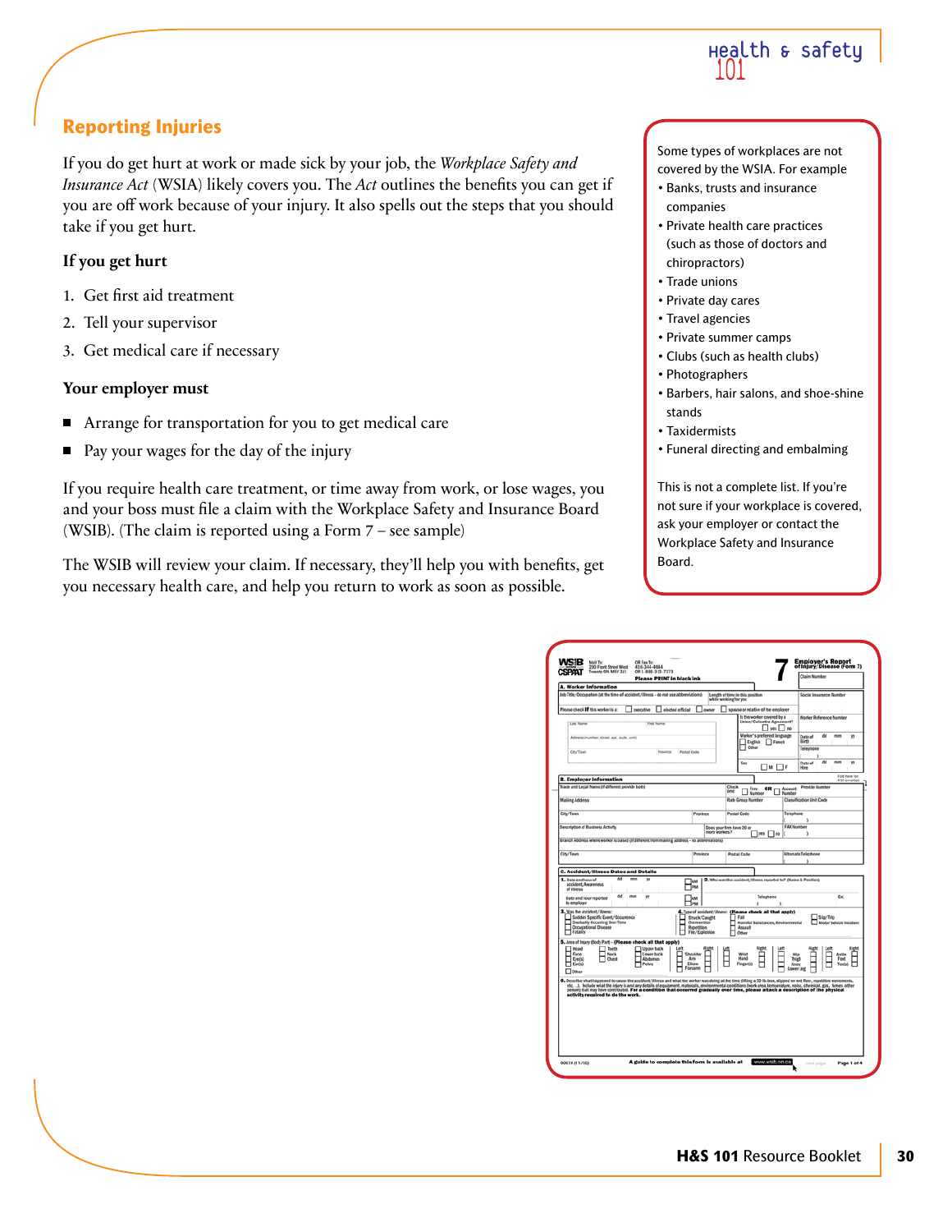## Reporting Injuries

If you do get hurt at work or made sick by your job, the *Workplace Safety and Insurance Act* (WSIA) likely covers you. The *Act* outlines the benefits you can get if you are off work because of your injury. It also spells out the steps that you should take if you get hurt.

### If you get hurt

1. Get first aid treatment
2. Tell your supervisor
3. Get medical care if necessary

### Your employer must

- Arrange for transportation for you to get medical care
- Pay your wages for the day of the injury

If you require health care treatment, or time away from work, or lose wages, you and your boss must file a claim with the Workplace Safety and Insurance Board (WSIB). (The claim is reported using a Form 7 – see sample)

The WSIB will review your claim. If necessary, they'll help you with benefits, get you necessary health care, and help you return to work as soon as possible.

Some types of workplaces are not covered by the WSIA. For example

- Banks, trusts and insurance companies
- Private health care practices (such as those of doctors and chiropractors)
- Trade unions
- Private day cares
- Travel agencies
- Private summer camps
- Clubs (such as health clubs)
- Photographers
- Barbers, hair salons, and shoe-shine stands
- Taxidermists
- Funeral directing and embalming

This is not a complete list. If you're not sure if your workplace is covered, ask your employer or contact the Workplace Safety and Insurance Board.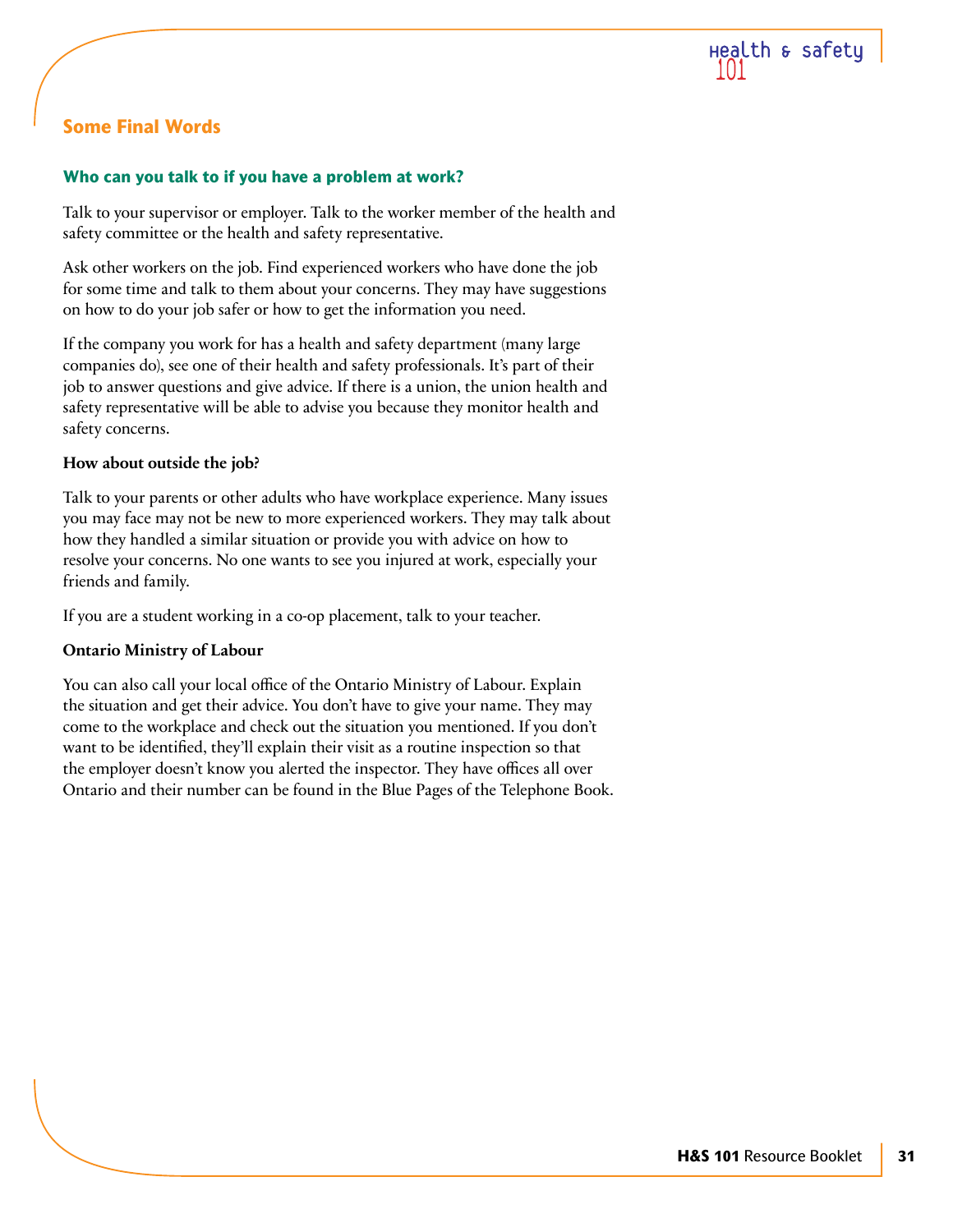## Some Final Words

### Who can you talk to if you have a problem at work?

Talk to your supervisor or employer. Talk to the worker member of the health and safety committee or the health and safety representative.

Ask other workers on the job. Find experienced workers who have done the job for some time and talk to them about your concerns. They may have suggestions on how to do your job safer or how to get the information you need.

If the company you work for has a health and safety department (many large companies do), see one of their health and safety professionals. It's part of their job to answer questions and give advice. If there is a union, the union health and safety representative will be able to advise you because they monitor health and safety concerns.

**How about outside the job?**

Talk to your parents or other adults who have workplace experience. Many issues you may face may not be new to more experienced workers. They may talk about how they handled a similar situation or provide you with advice on how to resolve your concerns. No one wants to see you injured at work, especially your friends and family.

If you are a student working in a co-op placement, talk to your teacher.

**Ontario Ministry of Labour**

You can also call your local office of the Ontario Ministry of Labour. Explain the situation and get their advice. You don't have to give your name. They may come to the workplace and check out the situation you mentioned. If you don't want to be identified, they'll explain their visit as a routine inspection so that the employer doesn't know you alerted the inspector. They have offices all over Ontario and their number can be found in the Blue Pages of the Telephone Book.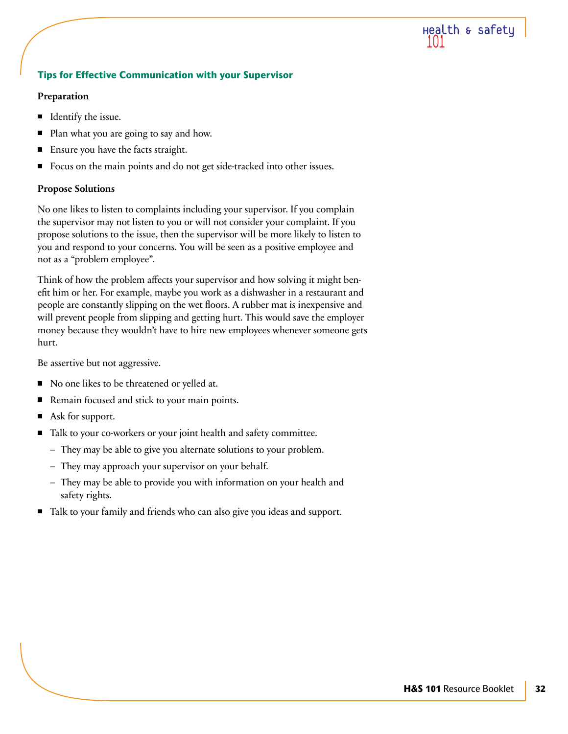## Tips for Effective Communication with your Supervisor

### Preparation

- Identify the issue.
- Plan what you are going to say and how.
- Ensure you have the facts straight.
- Focus on the main points and do not get side-tracked into other issues.

### Propose Solutions

No one likes to listen to complaints including your supervisor. If you complain the supervisor may not listen to you or will not consider your complaint. If you propose solutions to the issue, then the supervisor will be more likely to listen to you and respond to your concerns. You will be seen as a positive employee and not as a "problem employee".

Think of how the problem affects your supervisor and how solving it might benefit him or her. For example, maybe you work as a dishwasher in a restaurant and people are constantly slipping on the wet floors. A rubber mat is inexpensive and will prevent people from slipping and getting hurt. This would save the employer money because they wouldn't have to hire new employees whenever someone gets hurt.

Be assertive but not aggressive.

- No one likes to be threatened or yelled at.
- Remain focused and stick to your main points.
- Ask for support.
- Talk to your co-workers or your joint health and safety committee.
  - They may be able to give you alternate solutions to your problem.
  - They may approach your supervisor on your behalf.
  - They may be able to provide you with information on your health and safety rights.
- Talk to your family and friends who can also give you ideas and support.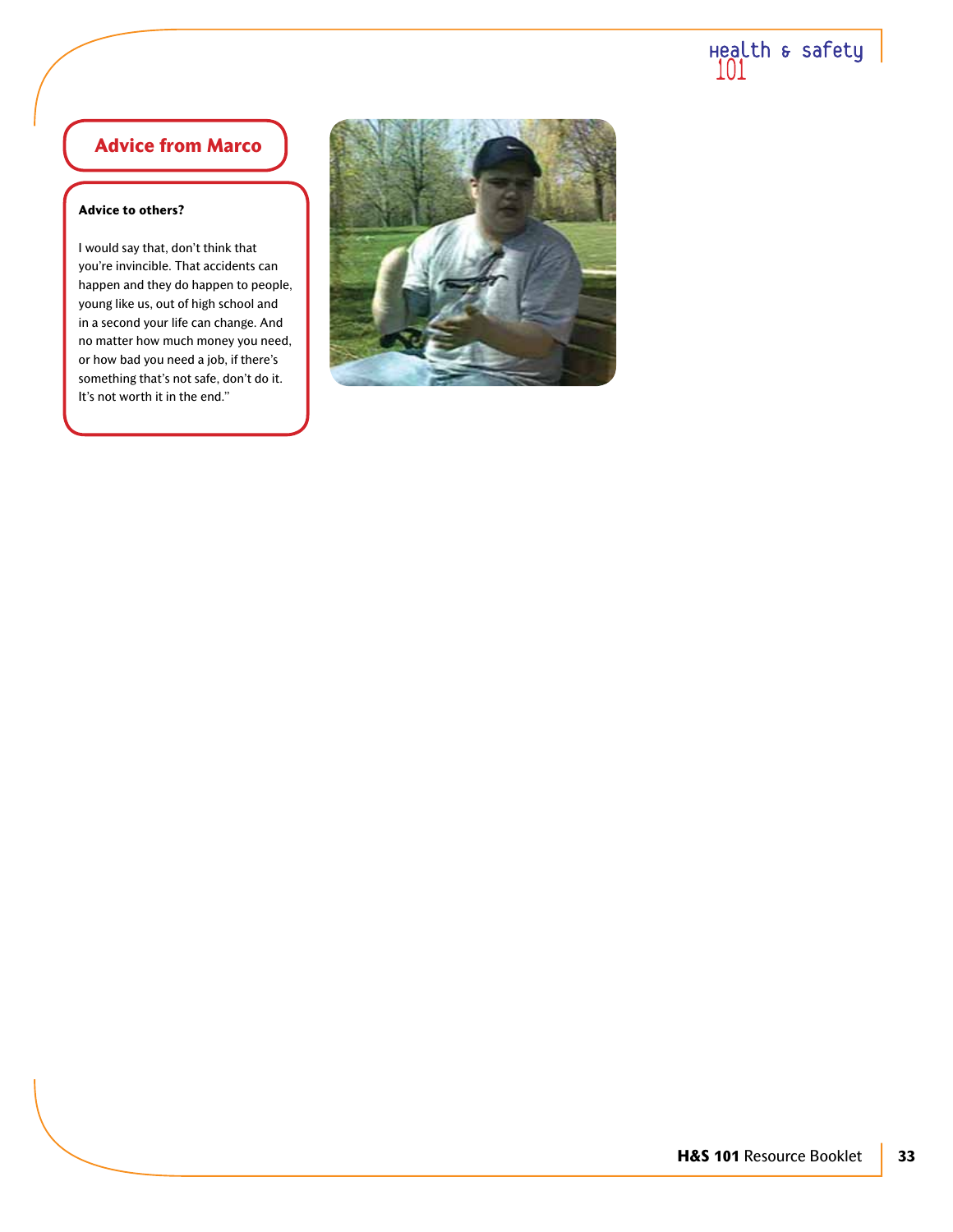## Advice from Marco

**Advice to others?**

I would say that, don't think that you're invincible. That accidents can happen and they do happen to people, young like us, out of high school and in a second your life can change. And no matter how much money you need, or how bad you need a job, if there's something that's not safe, don't do it. It's not worth it in the end."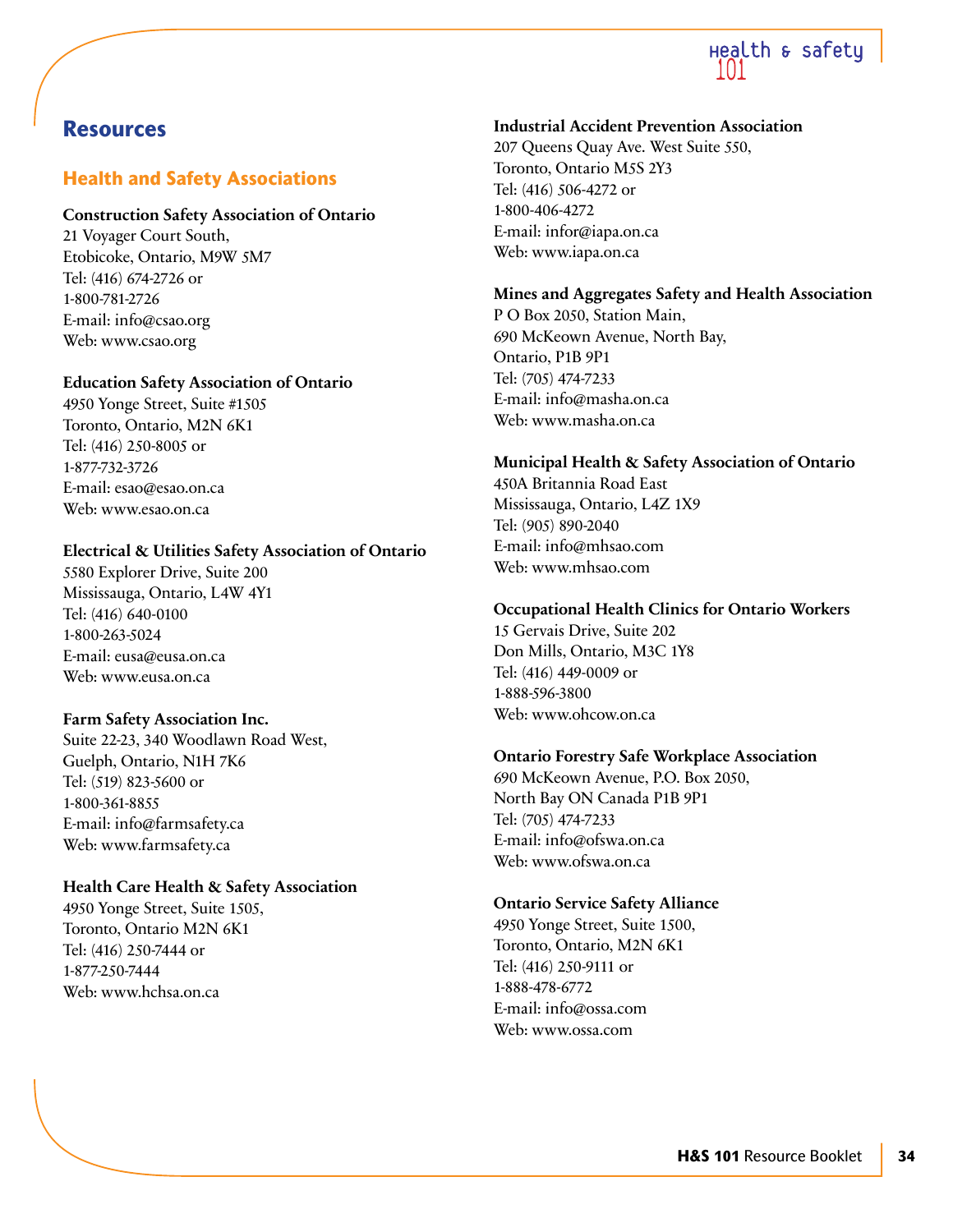# Resources

## Health and Safety Associations

**Construction Safety Association of Ontario**
21 Voyager Court South,
Etobicoke, Ontario, M9W 5M7
Tel: (416) 674-2726 or
1-800-781-2726
E-mail: info@csao.org
Web: www.csao.org

**Education Safety Association of Ontario**
4950 Yonge Street, Suite #1505
Toronto, Ontario, M2N 6K1
Tel: (416) 250-8005 or
1-877-732-3726
E-mail: esao@esao.on.ca
Web: www.esao.on.ca

**Electrical & Utilities Safety Association of Ontario**
5580 Explorer Drive, Suite 200
Mississauga, Ontario, L4W 4Y1
Tel: (416) 640-0100
1-800-263-5024
E-mail: eusa@eusa.on.ca
Web: www.eusa.on.ca

**Farm Safety Association Inc.**
Suite 22-23, 340 Woodlawn Road West,
Guelph, Ontario, N1H 7K6
Tel: (519) 823-5600 or
1-800-361-8855
E-mail: info@farmsafety.ca
Web: www.farmsafety.ca

**Health Care Health & Safety Association**
4950 Yonge Street, Suite 1505,
Toronto, Ontario M2N 6K1
Tel: (416) 250-7444 or
1-877-250-7444
Web: www.hchsa.on.ca

**Industrial Accident Prevention Association**
207 Queens Quay Ave. West Suite 550,
Toronto, Ontario M5S 2Y3
Tel: (416) 506-4272 or
1-800-406-4272
E-mail: infor@iapa.on.ca
Web: www.iapa.on.ca

**Mines and Aggregates Safety and Health Association**
P O Box 2050, Station Main,
690 McKeown Avenue, North Bay,
Ontario, P1B 9P1
Tel: (705) 474-7233
E-mail: info@masha.on.ca
Web: www.masha.on.ca

**Municipal Health & Safety Association of Ontario**
450A Britannia Road East
Mississauga, Ontario, L4Z 1X9
Tel: (905) 890-2040
E-mail: info@mhsao.com
Web: www.mhsao.com

**Occupational Health Clinics for Ontario Workers**
15 Gervais Drive, Suite 202
Don Mills, Ontario, M3C 1Y8
Tel: (416) 449-0009 or
1-888-596-3800
Web: www.ohcow.on.ca

**Ontario Forestry Safe Workplace Association**
690 McKeown Avenue, P.O. Box 2050,
North Bay ON Canada P1B 9P1
Tel: (705) 474-7233
E-mail: info@ofswa.on.ca
Web: www.ofswa.on.ca

**Ontario Service Safety Alliance**
4950 Yonge Street, Suite 1500,
Toronto, Ontario, M2N 6K1
Tel: (416) 250-9111 or
1-888-478-6772
E-mail: info@ossa.com
Web: www.ossa.com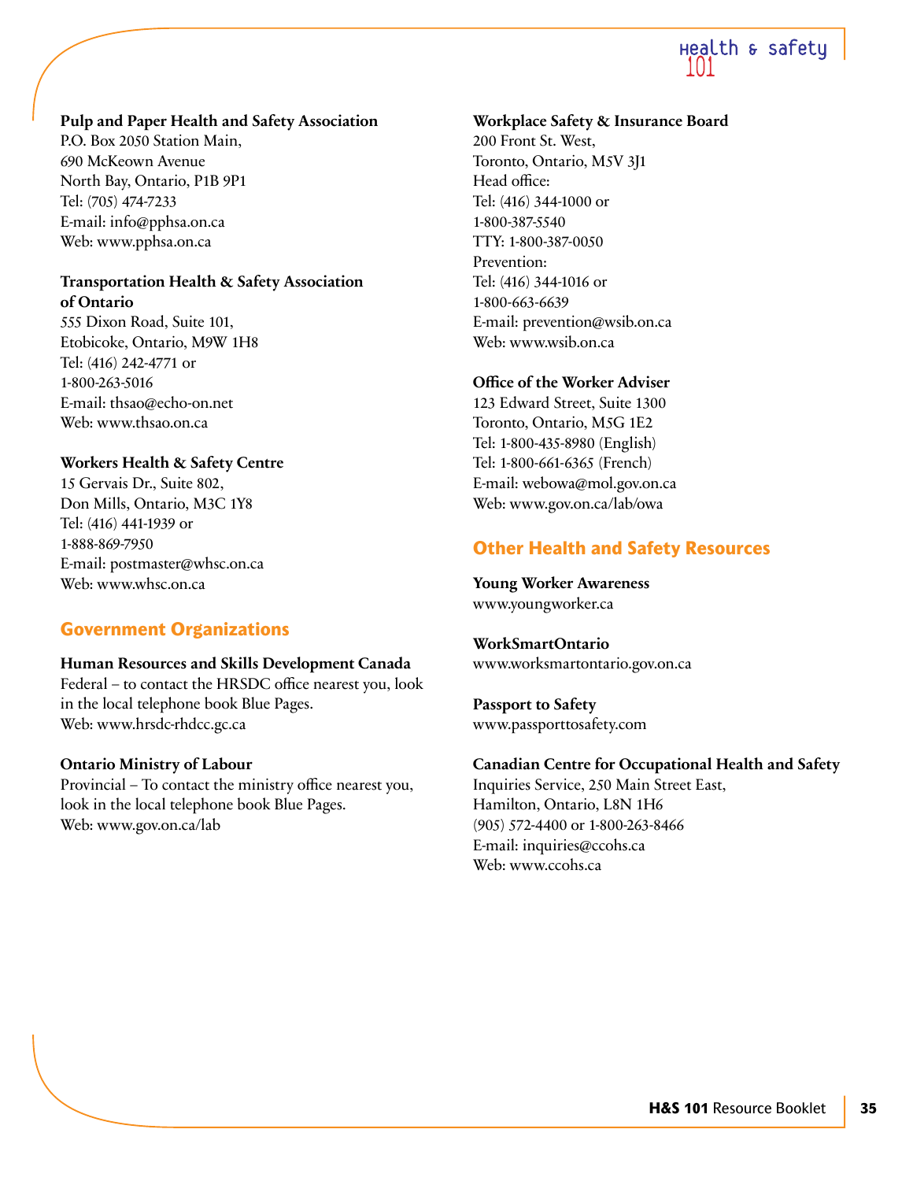**Pulp and Paper Health and Safety Association**
P.O. Box 2050 Station Main,
690 McKeown Avenue
North Bay, Ontario, P1B 9P1
Tel: (705) 474-7233
E-mail: info@pphsa.on.ca
Web: www.pphsa.on.ca

**Transportation Health & Safety Association of Ontario**
555 Dixon Road, Suite 101,
Etobicoke, Ontario, M9W 1H8
Tel: (416) 242-4771 or
1-800-263-5016
E-mail: thsao@echo-on.net
Web: www.thsao.on.ca

**Workers Health & Safety Centre**
15 Gervais Dr., Suite 802,
Don Mills, Ontario, M3C 1Y8
Tel: (416) 441-1939 or
1-888-869-7950
E-mail: postmaster@whsc.on.ca
Web: www.whsc.on.ca

## Government Organizations

**Human Resources and Skills Development Canada**
Federal – to contact the HRSDC office nearest you, look in the local telephone book Blue Pages.
Web: www.hrsdc-rhdcc.gc.ca

**Ontario Ministry of Labour**
Provincial – To contact the ministry office nearest you, look in the local telephone book Blue Pages.
Web: www.gov.on.ca/lab

**Workplace Safety & Insurance Board**
200 Front St. West,
Toronto, Ontario, M5V 3J1
Head office:
Tel: (416) 344-1000 or
1-800-387-5540
TTY: 1-800-387-0050
Prevention:
Tel: (416) 344-1016 or
1-800-663-6639
E-mail: prevention@wsib.on.ca
Web: www.wsib.on.ca

**Office of the Worker Adviser**
123 Edward Street, Suite 1300
Toronto, Ontario, M5G 1E2
Tel: 1-800-435-8980 (English)
Tel: 1-800-661-6365 (French)
E-mail: webowa@mol.gov.on.ca
Web: www.gov.on.ca/lab/owa

## Other Health and Safety Resources

**Young Worker Awareness**
www.youngworker.ca

**WorkSmartOntario**
www.worksmartontario.gov.on.ca

**Passport to Safety**
www.passporttosafety.com

**Canadian Centre for Occupational Health and Safety**
Inquiries Service, 250 Main Street East,
Hamilton, Ontario, L8N 1H6
(905) 572-4400 or 1-800-263-8466
E-mail: inquiries@ccohs.ca
Web: www.ccohs.ca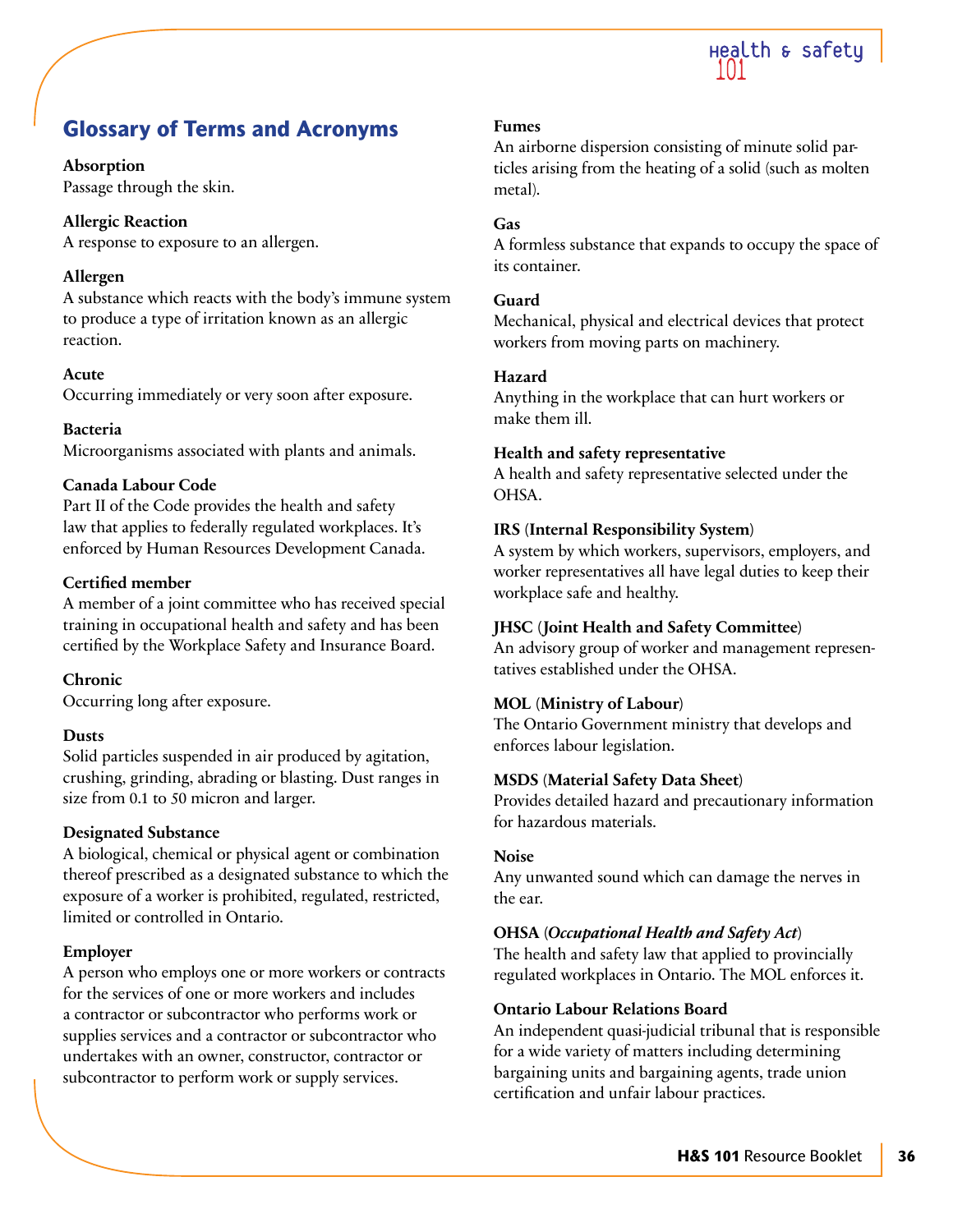## Glossary of Terms and Acronyms

**Absorption**
Passage through the skin.

**Allergic Reaction**
A response to exposure to an allergen.

**Allergen**
A substance which reacts with the body's immune system to produce a type of irritation known as an allergic reaction.

**Acute**
Occurring immediately or very soon after exposure.

**Bacteria**
Microorganisms associated with plants and animals.

**Canada Labour Code**
Part II of the Code provides the health and safety law that applies to federally regulated workplaces. It's enforced by Human Resources Development Canada.

**Certified member**
A member of a joint committee who has received special training in occupational health and safety and has been certified by the Workplace Safety and Insurance Board.

**Chronic**
Occurring long after exposure.

**Dusts**
Solid particles suspended in air produced by agitation, crushing, grinding, abrading or blasting. Dust ranges in size from 0.1 to 50 micron and larger.

**Designated Substance**
A biological, chemical or physical agent or combination thereof prescribed as a designated substance to which the exposure of a worker is prohibited, regulated, restricted, limited or controlled in Ontario.

**Employer**
A person who employs one or more workers or contracts for the services of one or more workers and includes a contractor or subcontractor who performs work or supplies services and a contractor or subcontractor who undertakes with an owner, constructor, contractor or subcontractor to perform work or supply services.

**Fumes**
An airborne dispersion consisting of minute solid particles arising from the heating of a solid (such as molten metal).

**Gas**
A formless substance that expands to occupy the space of its container.

**Guard**
Mechanical, physical and electrical devices that protect workers from moving parts on machinery.

**Hazard**
Anything in the workplace that can hurt workers or make them ill.

**Health and safety representative**
A health and safety representative selected under the OHSA.

**IRS (Internal Responsibility System)**
A system by which workers, supervisors, employers, and worker representatives all have legal duties to keep their workplace safe and healthy.

**JHSC (Joint Health and Safety Committee)**
An advisory group of worker and management representatives established under the OHSA.

**MOL (Ministry of Labour)**
The Ontario Government ministry that develops and enforces labour legislation.

**MSDS (Material Safety Data Sheet)**
Provides detailed hazard and precautionary information for hazardous materials.

**Noise**
Any unwanted sound which can damage the nerves in the ear.

**OHSA (*Occupational Health and Safety Act*)**
The health and safety law that applied to provincially regulated workplaces in Ontario. The MOL enforces it.

**Ontario Labour Relations Board**
An independent quasi-judicial tribunal that is responsible for a wide variety of matters including determining bargaining units and bargaining agents, trade union certification and unfair labour practices.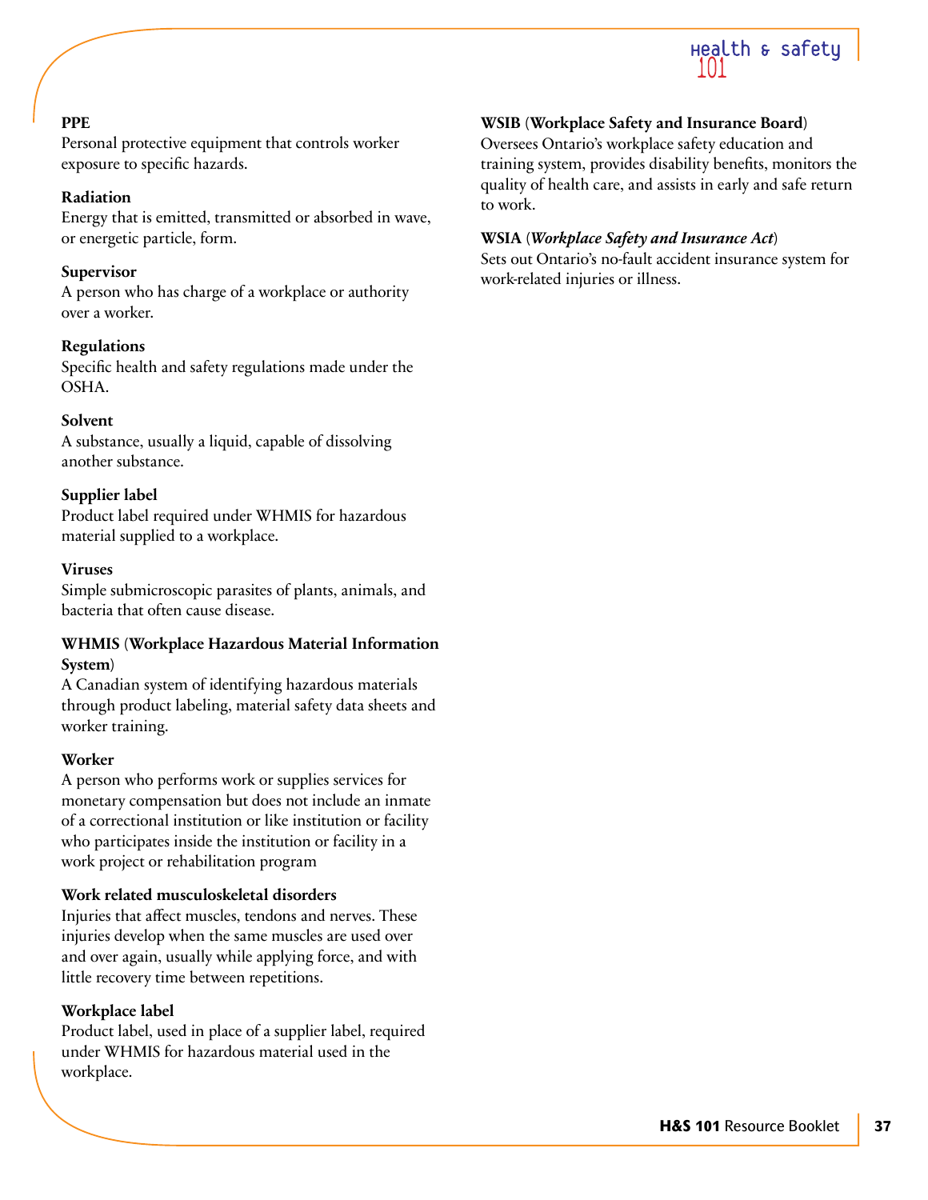**PPE**
Personal protective equipment that controls worker exposure to specific hazards.

**Radiation**
Energy that is emitted, transmitted or absorbed in wave, or energetic particle, form.

**Supervisor**
A person who has charge of a workplace or authority over a worker.

**Regulations**
Specific health and safety regulations made under the OSHA.

**Solvent**
A substance, usually a liquid, capable of dissolving another substance.

**Supplier label**
Product label required under WHMIS for hazardous material supplied to a workplace.

**Viruses**
Simple submicroscopic parasites of plants, animals, and bacteria that often cause disease.

**WHMIS (Workplace Hazardous Material Information System)**
A Canadian system of identifying hazardous materials through product labeling, material safety data sheets and worker training.

**Worker**
A person who performs work or supplies services for monetary compensation but does not include an inmate of a correctional institution or like institution or facility who participates inside the institution or facility in a work project or rehabilitation program

**Work related musculoskeletal disorders**
Injuries that affect muscles, tendons and nerves. These injuries develop when the same muscles are used over and over again, usually while applying force, and with little recovery time between repetitions.

**Workplace label**
Product label, used in place of a supplier label, required under WHMIS for hazardous material used in the workplace.

**WSIB (Workplace Safety and Insurance Board)**
Oversees Ontario's workplace safety education and training system, provides disability benefits, monitors the quality of health care, and assists in early and safe return to work.

**WSIA (*Workplace Safety and Insurance Act*)**
Sets out Ontario's no-fault accident insurance system for work-related injuries or illness.